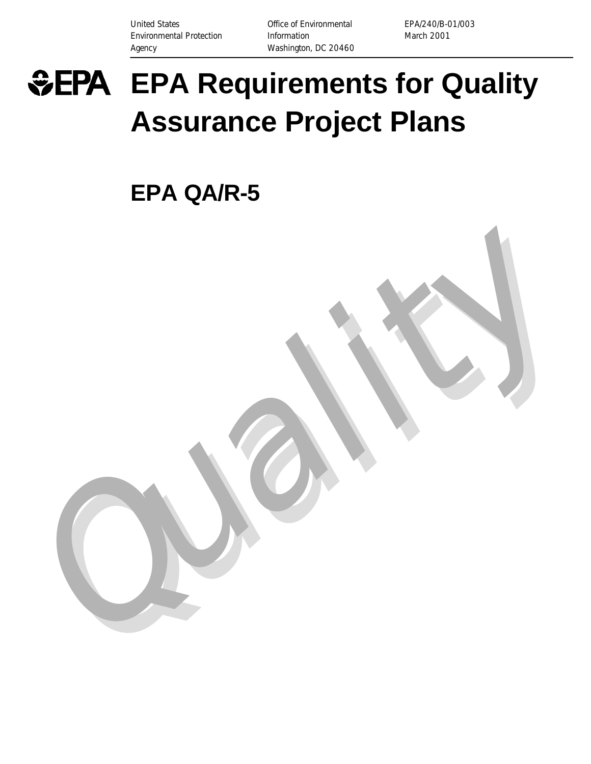United States Environmental Protection Agency

Office of Environmental Information
Washington, DC 20460

EPA/240/B-01/003
March 2001

# EPA Requirements for Quality Assurance Project Plans

## EPA QA/R-5

Quality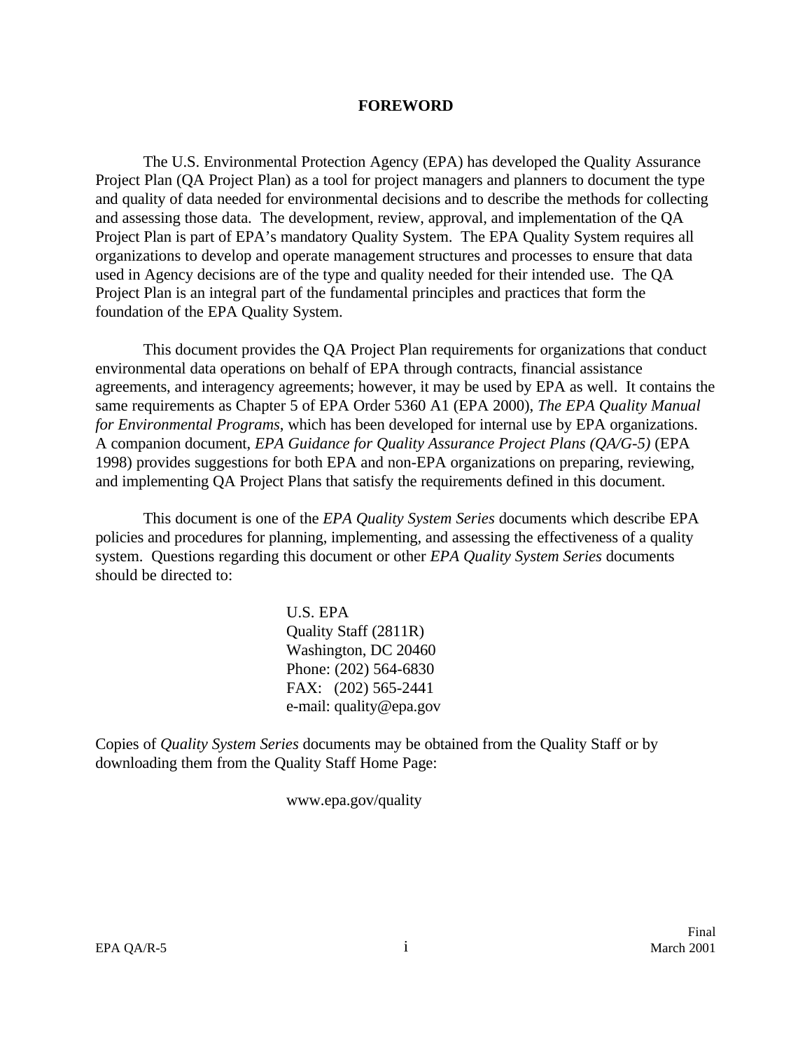# FOREWORD

The U.S. Environmental Protection Agency (EPA) has developed the Quality Assurance Project Plan (QA Project Plan) as a tool for project managers and planners to document the type and quality of data needed for environmental decisions and to describe the methods for collecting and assessing those data. The development, review, approval, and implementation of the QA Project Plan is part of EPA's mandatory Quality System. The EPA Quality System requires all organizations to develop and operate management structures and processes to ensure that data used in Agency decisions are of the type and quality needed for their intended use. The QA Project Plan is an integral part of the fundamental principles and practices that form the foundation of the EPA Quality System.

This document provides the QA Project Plan requirements for organizations that conduct environmental data operations on behalf of EPA through contracts, financial assistance agreements, and interagency agreements; however, it may be used by EPA as well. It contains the same requirements as Chapter 5 of EPA Order 5360 A1 (EPA 2000), *The EPA Quality Manual for Environmental Programs*, which has been developed for internal use by EPA organizations. A companion document, *EPA Guidance for Quality Assurance Project Plans (QA/G-5)* (EPA 1998) provides suggestions for both EPA and non-EPA organizations on preparing, reviewing, and implementing QA Project Plans that satisfy the requirements defined in this document.

This document is one of the *EPA Quality System Series* documents which describe EPA policies and procedures for planning, implementing, and assessing the effectiveness of a quality system. Questions regarding this document or other *EPA Quality System Series* documents should be directed to:

U.S. EPA
Quality Staff (2811R)
Washington, DC 20460
Phone: (202) 564-6830
FAX: (202) 565-2441
e-mail: quality@epa.gov

Copies of *Quality System Series* documents may be obtained from the Quality Staff or by downloading them from the Quality Staff Home Page:

www.epa.gov/quality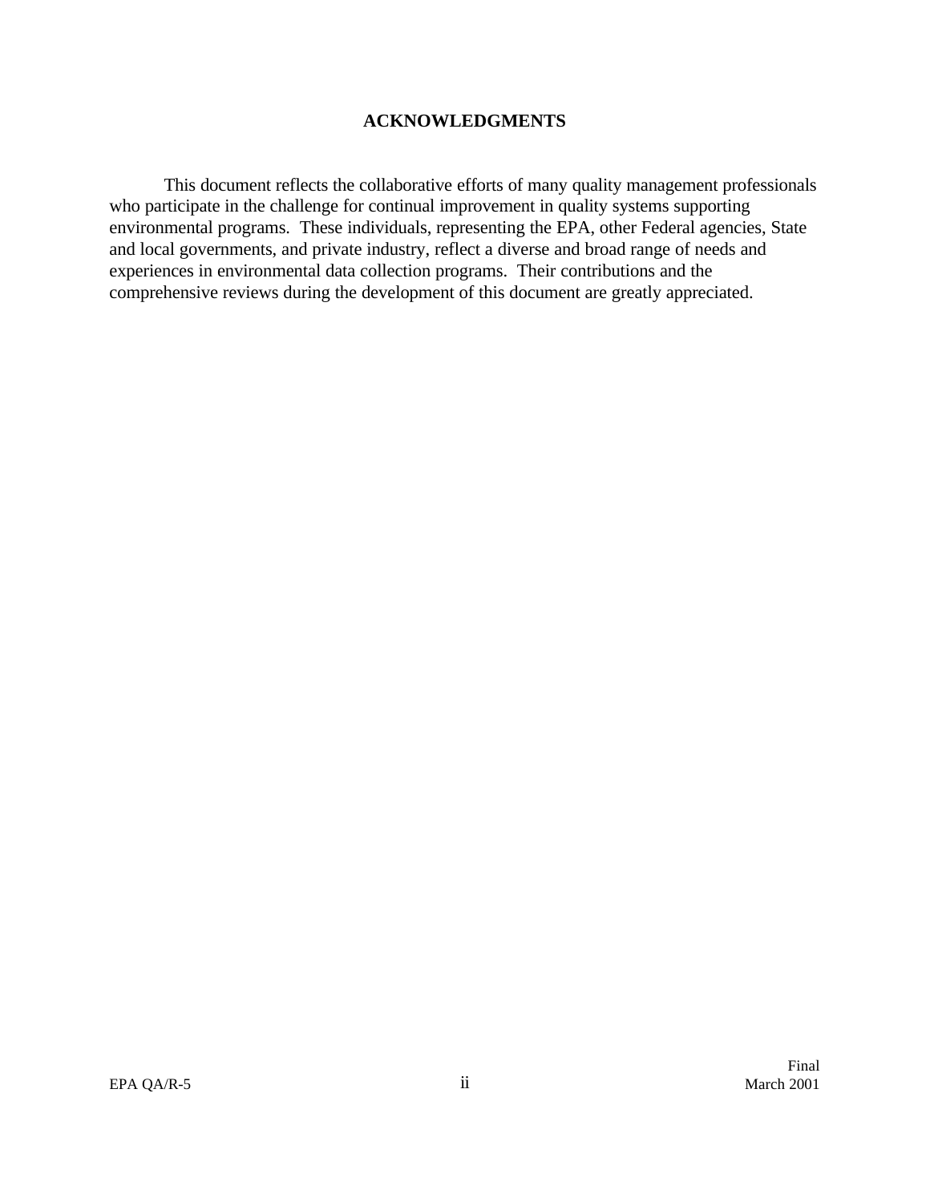## ACKNOWLEDGMENTS

This document reflects the collaborative efforts of many quality management professionals who participate in the challenge for continual improvement in quality systems supporting environmental programs. These individuals, representing the EPA, other Federal agencies, State and local governments, and private industry, reflect a diverse and broad range of needs and experiences in environmental data collection programs. Their contributions and the comprehensive reviews during the development of this document are greatly appreciated.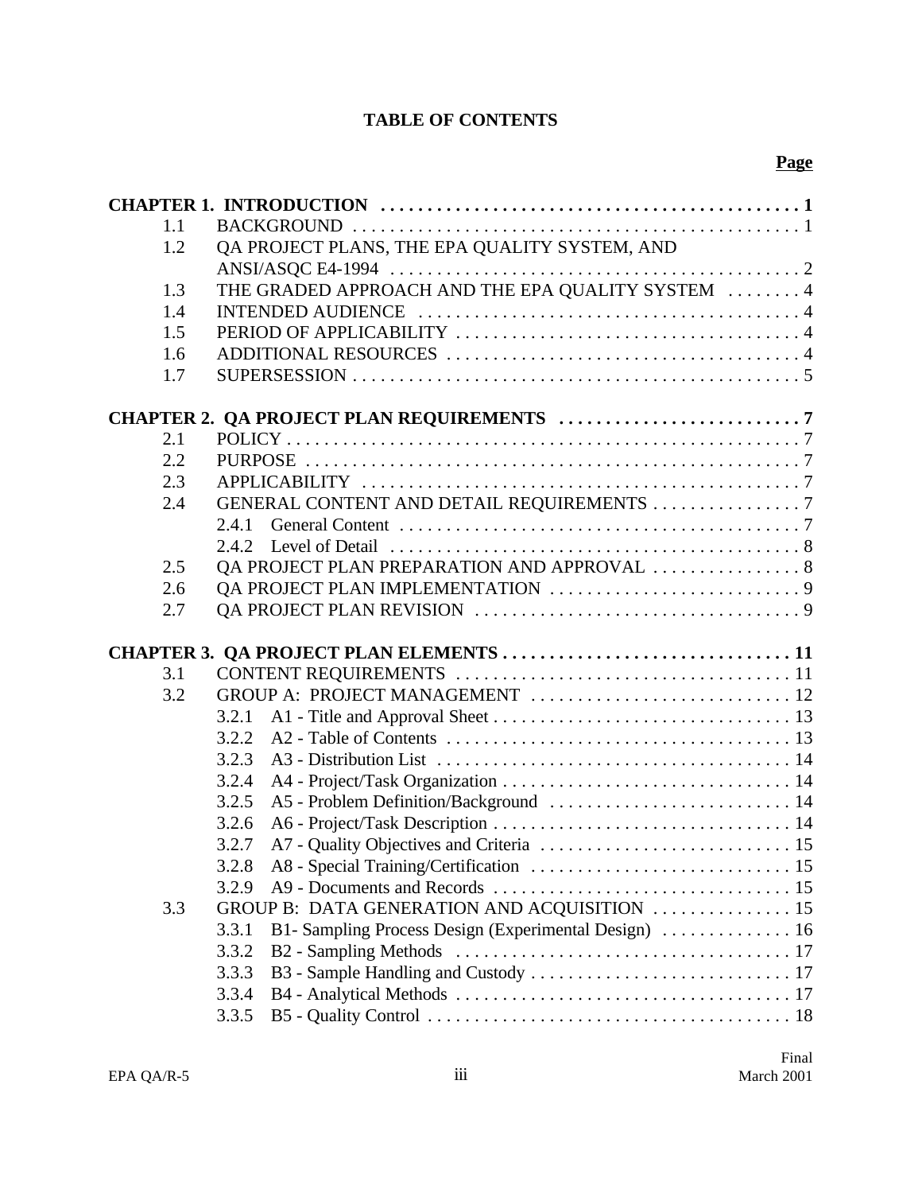# TABLE OF CONTENTS

| | | Page |
|---|---|---|
| **CHAPTER 1. INTRODUCTION** | | **1** |
| 1.1 | BACKGROUND | 1 |
| 1.2 | QA PROJECT PLANS, THE EPA QUALITY SYSTEM, AND ANSI/ASQC E4-1994 | 2 |
| 1.3 | THE GRADED APPROACH AND THE EPA QUALITY SYSTEM | 4 |
| 1.4 | INTENDED AUDIENCE | 4 |
| 1.5 | PERIOD OF APPLICABILITY | 4 |
| 1.6 | ADDITIONAL RESOURCES | 4 |
| 1.7 | SUPERSESSION | 5 |
| **CHAPTER 2. QA PROJECT PLAN REQUIREMENTS** | | **7** |
| 2.1 | POLICY | 7 |
| 2.2 | PURPOSE | 7 |
| 2.3 | APPLICABILITY | 7 |
| 2.4 | GENERAL CONTENT AND DETAIL REQUIREMENTS | 7 |
| | 2.4.1 General Content | 7 |
| | 2.4.2 Level of Detail | 8 |
| 2.5 | QA PROJECT PLAN PREPARATION AND APPROVAL | 8 |
| 2.6 | QA PROJECT PLAN IMPLEMENTATION | 9 |
| 2.7 | QA PROJECT PLAN REVISION | 9 |
| **CHAPTER 3. QA PROJECT PLAN ELEMENTS** | | **11** |
| 3.1 | CONTENT REQUIREMENTS | 11 |
| 3.2 | GROUP A: PROJECT MANAGEMENT | 12 |
| | 3.2.1 A1 - Title and Approval Sheet | 13 |
| | 3.2.2 A2 - Table of Contents | 13 |
| | 3.2.3 A3 - Distribution List | 14 |
| | 3.2.4 A4 - Project/Task Organization | 14 |
| | 3.2.5 A5 - Problem Definition/Background | 14 |
| | 3.2.6 A6 - Project/Task Description | 14 |
| | 3.2.7 A7 - Quality Objectives and Criteria | 15 |
| | 3.2.8 A8 - Special Training/Certification | 15 |
| | 3.2.9 A9 - Documents and Records | 15 |
| 3.3 | GROUP B: DATA GENERATION AND ACQUISITION | 15 |
| | 3.3.1 B1- Sampling Process Design (Experimental Design) | 16 |
| | 3.3.2 B2 - Sampling Methods | 17 |
| | 3.3.3 B3 - Sample Handling and Custody | 17 |
| | 3.3.4 B4 - Analytical Methods | 17 |
| | 3.3.5 B5 - Quality Control | 18 |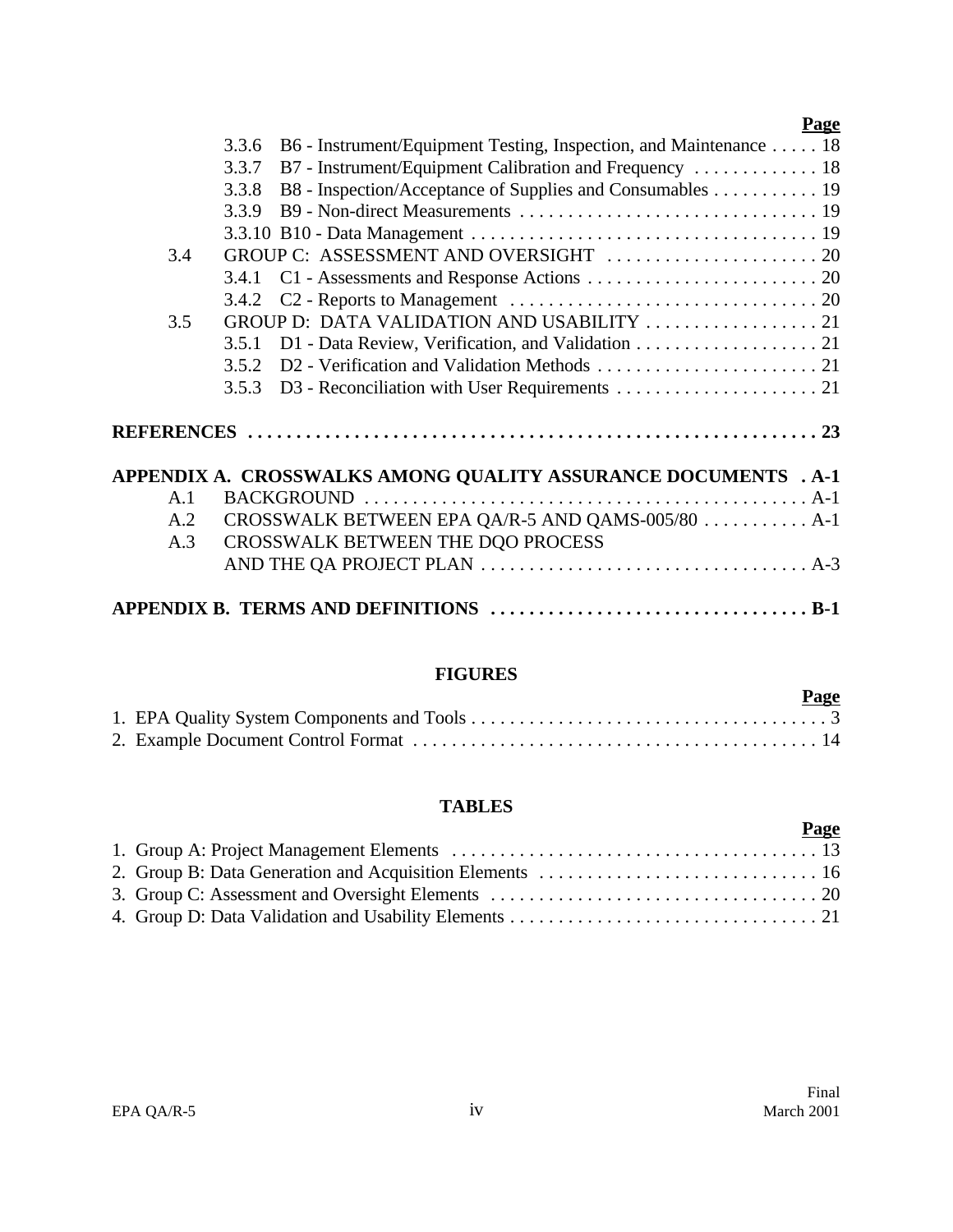**Page**

3.3.6 B6 - Instrument/Equipment Testing, Inspection, and Maintenance . . . . . 18
3.3.7 B7 - Instrument/Equipment Calibration and Frequency . . . . . . . . . . . . . 18
3.3.8 B8 - Inspection/Acceptance of Supplies and Consumables . . . . . . . . . . . 19
3.3.9 B9 - Non-direct Measurements . . . . . . . . . . . . . . . . . . . . . . . . . . . . . . . 19
3.3.10 B10 - Data Management . . . . . . . . . . . . . . . . . . . . . . . . . . . . . . . . . . . 19
3.4 GROUP C: ASSESSMENT AND OVERSIGHT . . . . . . . . . . . . . . . . . . . . . . 20
3.4.1 C1 - Assessments and Response Actions . . . . . . . . . . . . . . . . . . . . . . . . 20
3.4.2 C2 - Reports to Management . . . . . . . . . . . . . . . . . . . . . . . . . . . . . . . . 20
3.5 GROUP D: DATA VALIDATION AND USABILITY . . . . . . . . . . . . . . . . . . 21
3.5.1 D1 - Data Review, Verification, and Validation . . . . . . . . . . . . . . . . . . . 21
3.5.2 D2 - Verification and Validation Methods . . . . . . . . . . . . . . . . . . . . . . . 21
3.5.3 D3 - Reconciliation with User Requirements . . . . . . . . . . . . . . . . . . . . . 21

**REFERENCES . . . . . . . . . . . . . . . . . . . . . . . . . . . . . . . . . . . . . . . . . . . . . . . . . . . . . . . . . . 23**

**APPENDIX A. CROSSWALKS AMONG QUALITY ASSURANCE DOCUMENTS . A-1**
A.1 BACKGROUND . . . . . . . . . . . . . . . . . . . . . . . . . . . . . . . . . . . . . . . . . . . . . . A-1
A.2 CROSSWALK BETWEEN EPA QA/R-5 AND QAMS-005/80 . . . . . . . . . . . A-1
A.3 CROSSWALK BETWEEN THE DQO PROCESS AND THE QA PROJECT PLAN . . . . . . . . . . . . . . . . . . . . . . . . . . . . . . . . . . A-3

**APPENDIX B. TERMS AND DEFINITIONS . . . . . . . . . . . . . . . . . . . . . . . . . . . . . . . . B-1**

**FIGURES**

**Page**

1. EPA Quality System Components and Tools . . . . . . . . . . . . . . . . . . . . . . . . . . . . . . . . . . . . . 3
2. Example Document Control Format . . . . . . . . . . . . . . . . . . . . . . . . . . . . . . . . . . . . . . . . . . 14

**TABLES**

**Page**

1. Group A: Project Management Elements . . . . . . . . . . . . . . . . . . . . . . . . . . . . . . . . . . . . . . 13
2. Group B: Data Generation and Acquisition Elements . . . . . . . . . . . . . . . . . . . . . . . . . . . . . 16
3. Group C: Assessment and Oversight Elements . . . . . . . . . . . . . . . . . . . . . . . . . . . . . . . . . . 20
4. Group D: Data Validation and Usability Elements . . . . . . . . . . . . . . . . . . . . . . . . . . . . . . . . 21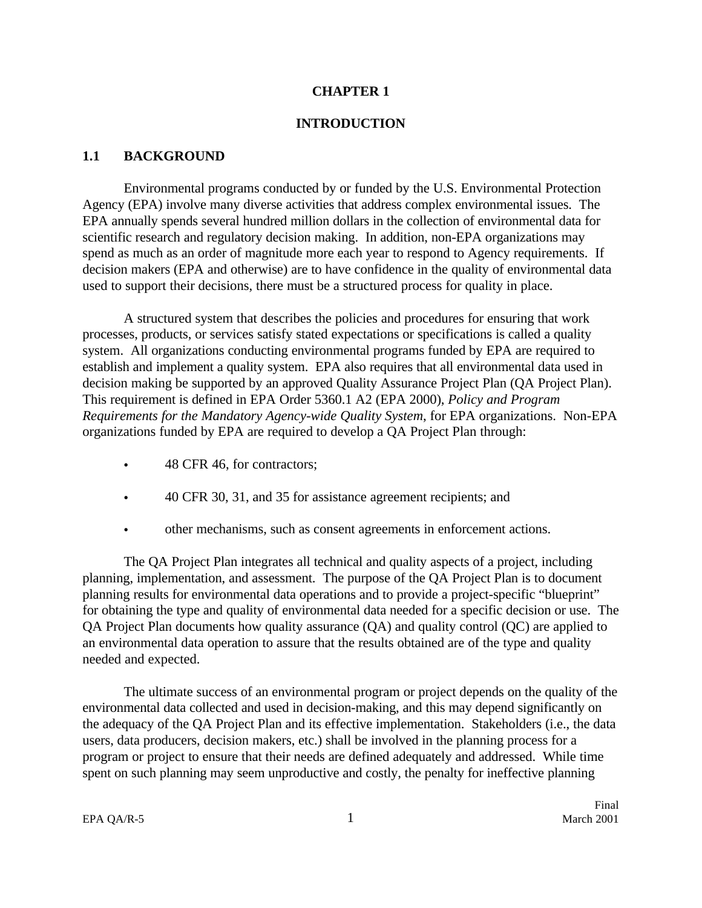# CHAPTER 1

# INTRODUCTION

## 1.1 BACKGROUND

Environmental programs conducted by or funded by the U.S. Environmental Protection Agency (EPA) involve many diverse activities that address complex environmental issues. The EPA annually spends several hundred million dollars in the collection of environmental data for scientific research and regulatory decision making. In addition, non-EPA organizations may spend as much as an order of magnitude more each year to respond to Agency requirements. If decision makers (EPA and otherwise) are to have confidence in the quality of environmental data used to support their decisions, there must be a structured process for quality in place.

A structured system that describes the policies and procedures for ensuring that work processes, products, or services satisfy stated expectations or specifications is called a quality system. All organizations conducting environmental programs funded by EPA are required to establish and implement a quality system. EPA also requires that all environmental data used in decision making be supported by an approved Quality Assurance Project Plan (QA Project Plan). This requirement is defined in EPA Order 5360.1 A2 (EPA 2000), *Policy and Program Requirements for the Mandatory Agency-wide Quality System*, for EPA organizations. Non-EPA organizations funded by EPA are required to develop a QA Project Plan through:

- 48 CFR 46, for contractors;
- 40 CFR 30, 31, and 35 for assistance agreement recipients; and
- other mechanisms, such as consent agreements in enforcement actions.

The QA Project Plan integrates all technical and quality aspects of a project, including planning, implementation, and assessment. The purpose of the QA Project Plan is to document planning results for environmental data operations and to provide a project-specific "blueprint" for obtaining the type and quality of environmental data needed for a specific decision or use. The QA Project Plan documents how quality assurance (QA) and quality control (QC) are applied to an environmental data operation to assure that the results obtained are of the type and quality needed and expected.

The ultimate success of an environmental program or project depends on the quality of the environmental data collected and used in decision-making, and this may depend significantly on the adequacy of the QA Project Plan and its effective implementation. Stakeholders (i.e., the data users, data producers, decision makers, etc.) shall be involved in the planning process for a program or project to ensure that their needs are defined adequately and addressed. While time spent on such planning may seem unproductive and costly, the penalty for ineffective planning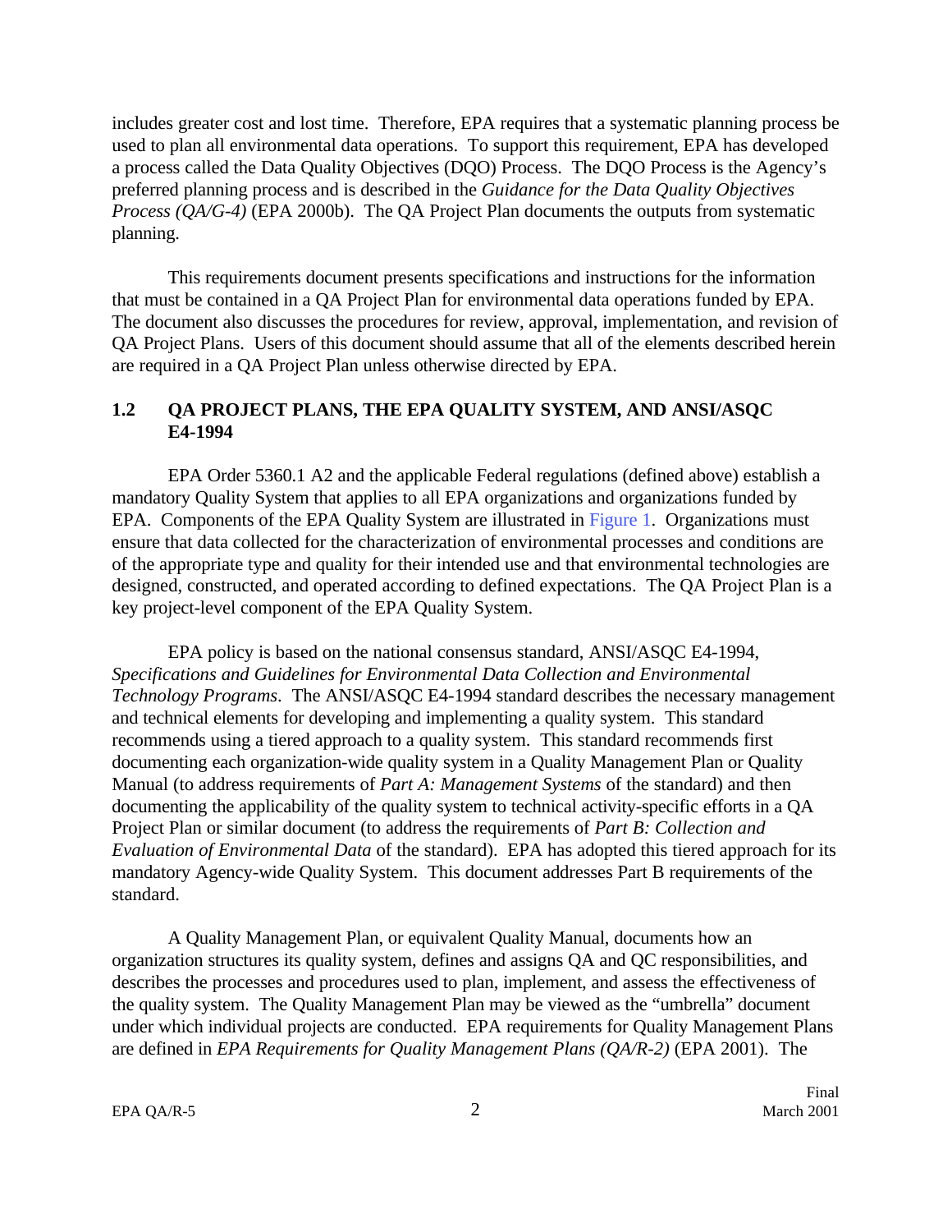includes greater cost and lost time. Therefore, EPA requires that a systematic planning process be used to plan all environmental data operations. To support this requirement, EPA has developed a process called the Data Quality Objectives (DQO) Process. The DQO Process is the Agency's preferred planning process and is described in the *Guidance for the Data Quality Objectives Process (QA/G-4)* (EPA 2000b). The QA Project Plan documents the outputs from systematic planning.

This requirements document presents specifications and instructions for the information that must be contained in a QA Project Plan for environmental data operations funded by EPA. The document also discusses the procedures for review, approval, implementation, and revision of QA Project Plans. Users of this document should assume that all of the elements described herein are required in a QA Project Plan unless otherwise directed by EPA.

## 1.2 QA PROJECT PLANS, THE EPA QUALITY SYSTEM, AND ANSI/ASQC E4-1994

EPA Order 5360.1 A2 and the applicable Federal regulations (defined above) establish a mandatory Quality System that applies to all EPA organizations and organizations funded by EPA. Components of the EPA Quality System are illustrated in Figure 1. Organizations must ensure that data collected for the characterization of environmental processes and conditions are of the appropriate type and quality for their intended use and that environmental technologies are designed, constructed, and operated according to defined expectations. The QA Project Plan is a key project-level component of the EPA Quality System.

EPA policy is based on the national consensus standard, ANSI/ASQC E4-1994, *Specifications and Guidelines for Environmental Data Collection and Environmental Technology Programs*. The ANSI/ASQC E4-1994 standard describes the necessary management and technical elements for developing and implementing a quality system. This standard recommends using a tiered approach to a quality system. This standard recommends first documenting each organization-wide quality system in a Quality Management Plan or Quality Manual (to address requirements of *Part A: Management Systems* of the standard) and then documenting the applicability of the quality system to technical activity-specific efforts in a QA Project Plan or similar document (to address the requirements of *Part B: Collection and Evaluation of Environmental Data* of the standard). EPA has adopted this tiered approach for its mandatory Agency-wide Quality System. This document addresses Part B requirements of the standard.

A Quality Management Plan, or equivalent Quality Manual, documents how an organization structures its quality system, defines and assigns QA and QC responsibilities, and describes the processes and procedures used to plan, implement, and assess the effectiveness of the quality system. The Quality Management Plan may be viewed as the "umbrella" document under which individual projects are conducted. EPA requirements for Quality Management Plans are defined in *EPA Requirements for Quality Management Plans (QA/R-2)* (EPA 2001). The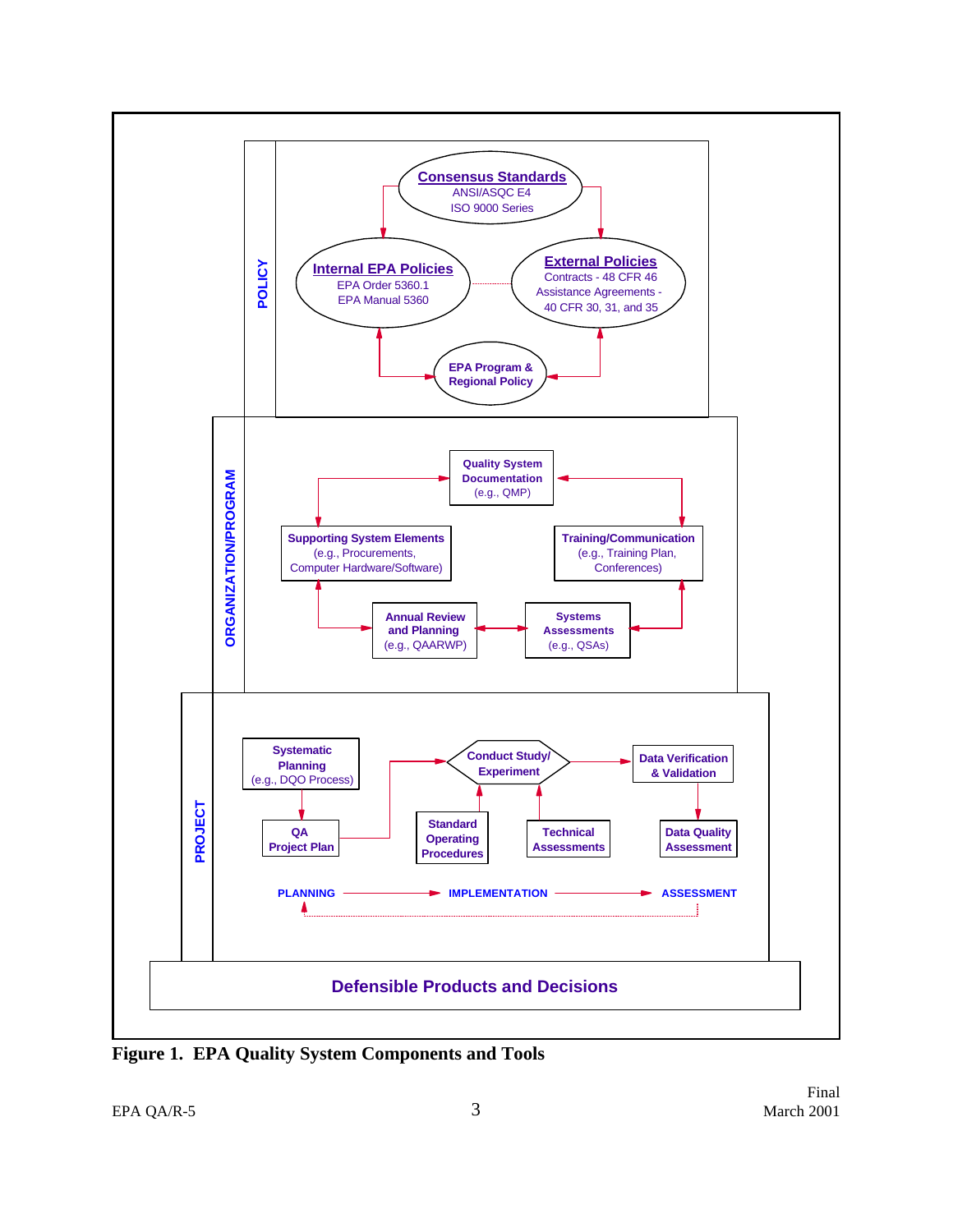**POLICY**

**Consensus Standards**
ANSI/ASQC E4
ISO 9000 Series

**Internal EPA Policies**
EPA Order 5360.1
EPA Manual 5360

**External Policies**
Contracts - 48 CFR 46
Assistance Agreements -
40 CFR 30, 31, and 35

**EPA Program & Regional Policy**

**ORGANIZATION/PROGRAM**

**Quality System Documentation**
(e.g., QMP)

**Supporting System Elements**
(e.g., Procurements, Computer Hardware/Software)

**Training/Communication**
(e.g., Training Plan, Conferences)

**Annual Review and Planning**
(e.g., QAARWP)

**Systems Assessments**
(e.g., QSAs)

**PROJECT**

**Systematic Planning**
(e.g., DQO Process)

**QA Project Plan**

**Conduct Study/ Experiment**

**Standard Operating Procedures**

**Technical Assessments**

**Data Verification & Validation**

**Data Quality Assessment**

**PLANNING** → **IMPLEMENTATION** → **ASSESSMENT**

**Defensible Products and Decisions**

**Figure 1. EPA Quality System Components and Tools**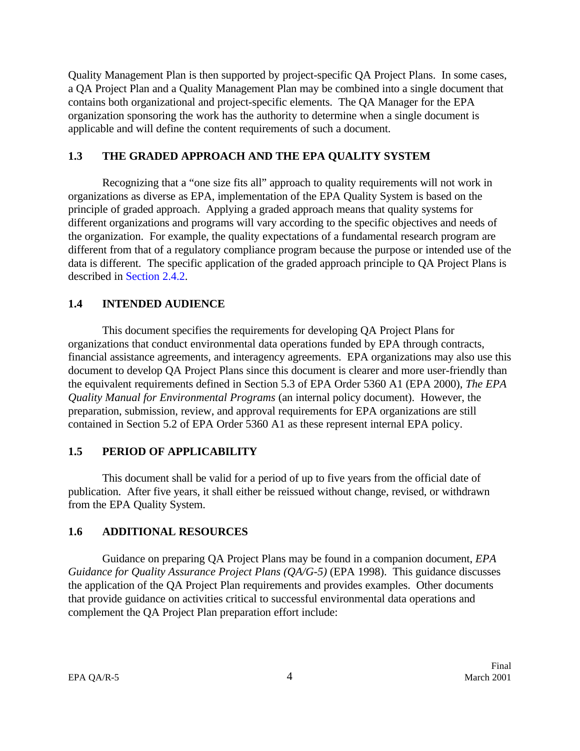Quality Management Plan is then supported by project-specific QA Project Plans. In some cases, a QA Project Plan and a Quality Management Plan may be combined into a single document that contains both organizational and project-specific elements. The QA Manager for the EPA organization sponsoring the work has the authority to determine when a single document is applicable and will define the content requirements of such a document.

## 1.3 THE GRADED APPROACH AND THE EPA QUALITY SYSTEM

Recognizing that a "one size fits all" approach to quality requirements will not work in organizations as diverse as EPA, implementation of the EPA Quality System is based on the principle of graded approach. Applying a graded approach means that quality systems for different organizations and programs will vary according to the specific objectives and needs of the organization. For example, the quality expectations of a fundamental research program are different from that of a regulatory compliance program because the purpose or intended use of the data is different. The specific application of the graded approach principle to QA Project Plans is described in Section 2.4.2.

## 1.4 INTENDED AUDIENCE

This document specifies the requirements for developing QA Project Plans for organizations that conduct environmental data operations funded by EPA through contracts, financial assistance agreements, and interagency agreements. EPA organizations may also use this document to develop QA Project Plans since this document is clearer and more user-friendly than the equivalent requirements defined in Section 5.3 of EPA Order 5360 A1 (EPA 2000), *The EPA Quality Manual for Environmental Programs* (an internal policy document). However, the preparation, submission, review, and approval requirements for EPA organizations are still contained in Section 5.2 of EPA Order 5360 A1 as these represent internal EPA policy.

## 1.5 PERIOD OF APPLICABILITY

This document shall be valid for a period of up to five years from the official date of publication. After five years, it shall either be reissued without change, revised, or withdrawn from the EPA Quality System.

## 1.6 ADDITIONAL RESOURCES

Guidance on preparing QA Project Plans may be found in a companion document, *EPA Guidance for Quality Assurance Project Plans (QA/G-5)* (EPA 1998). This guidance discusses the application of the QA Project Plan requirements and provides examples. Other documents that provide guidance on activities critical to successful environmental data operations and complement the QA Project Plan preparation effort include: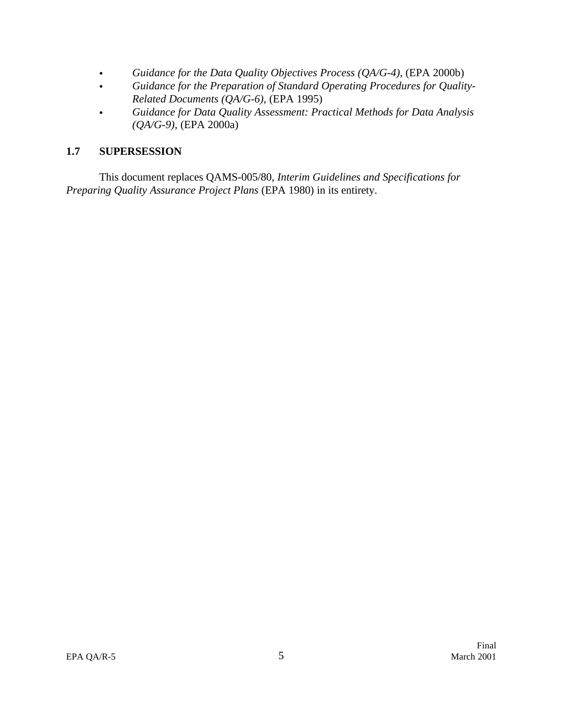- *Guidance for the Data Quality Objectives Process (QA/G-4)*, (EPA 2000b)
- *Guidance for the Preparation of Standard Operating Procedures for Quality-Related Documents (QA/G-6)*, (EPA 1995)
- *Guidance for Data Quality Assessment: Practical Methods for Data Analysis (QA/G-9)*, (EPA 2000a)

## 1.7 SUPERSESSION

This document replaces QAMS-005/80, *Interim Guidelines and Specifications for Preparing Quality Assurance Project Plans* (EPA 1980) in its entirety.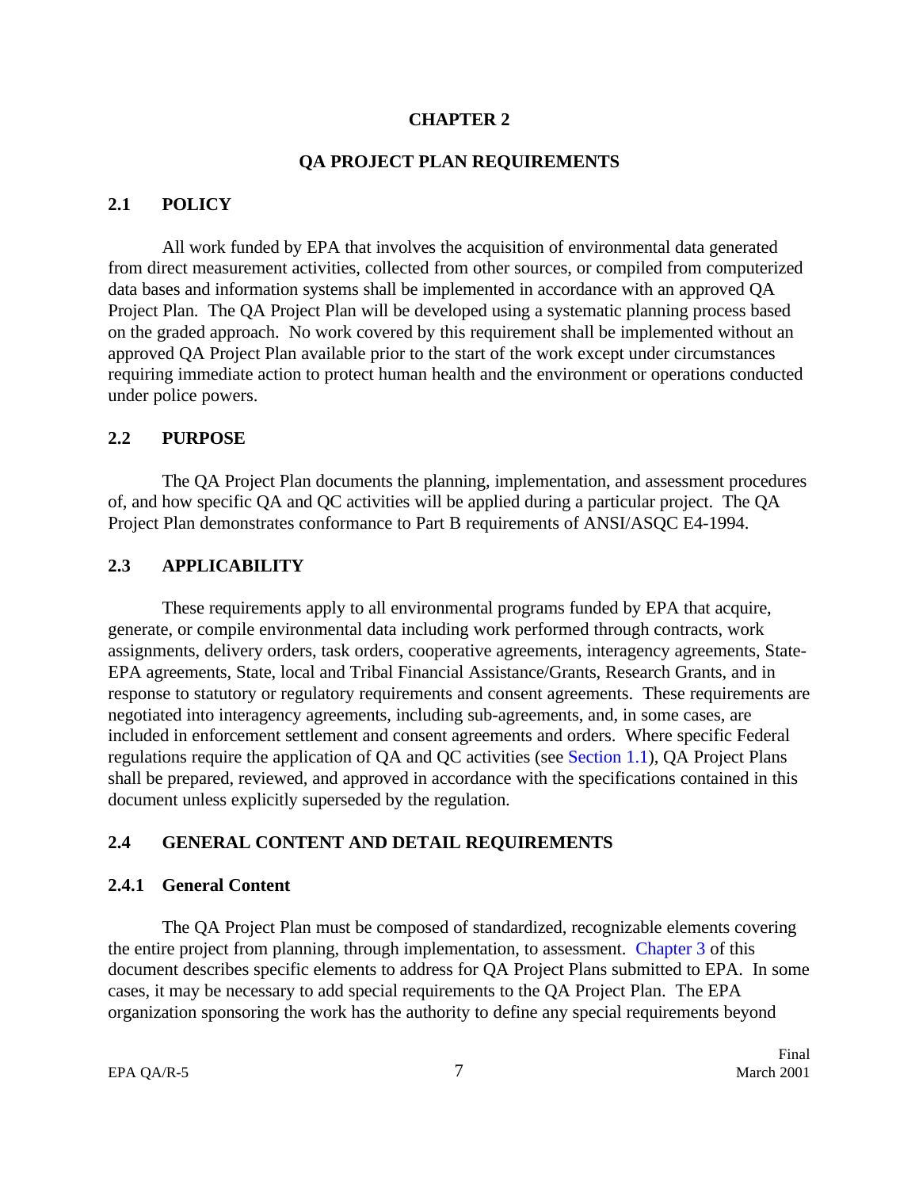# CHAPTER 2

## QA PROJECT PLAN REQUIREMENTS

### 2.1 POLICY

All work funded by EPA that involves the acquisition of environmental data generated from direct measurement activities, collected from other sources, or compiled from computerized data bases and information systems shall be implemented in accordance with an approved QA Project Plan. The QA Project Plan will be developed using a systematic planning process based on the graded approach. No work covered by this requirement shall be implemented without an approved QA Project Plan available prior to the start of the work except under circumstances requiring immediate action to protect human health and the environment or operations conducted under police powers.

### 2.2 PURPOSE

The QA Project Plan documents the planning, implementation, and assessment procedures of, and how specific QA and QC activities will be applied during a particular project. The QA Project Plan demonstrates conformance to Part B requirements of ANSI/ASQC E4-1994.

### 2.3 APPLICABILITY

These requirements apply to all environmental programs funded by EPA that acquire, generate, or compile environmental data including work performed through contracts, work assignments, delivery orders, task orders, cooperative agreements, interagency agreements, State-EPA agreements, State, local and Tribal Financial Assistance/Grants, Research Grants, and in response to statutory or regulatory requirements and consent agreements. These requirements are negotiated into interagency agreements, including sub-agreements, and, in some cases, are included in enforcement settlement and consent agreements and orders. Where specific Federal regulations require the application of QA and QC activities (see Section 1.1), QA Project Plans shall be prepared, reviewed, and approved in accordance with the specifications contained in this document unless explicitly superseded by the regulation.

### 2.4 GENERAL CONTENT AND DETAIL REQUIREMENTS

#### 2.4.1 General Content

The QA Project Plan must be composed of standardized, recognizable elements covering the entire project from planning, through implementation, to assessment. Chapter 3 of this document describes specific elements to address for QA Project Plans submitted to EPA. In some cases, it may be necessary to add special requirements to the QA Project Plan. The EPA organization sponsoring the work has the authority to define any special requirements beyond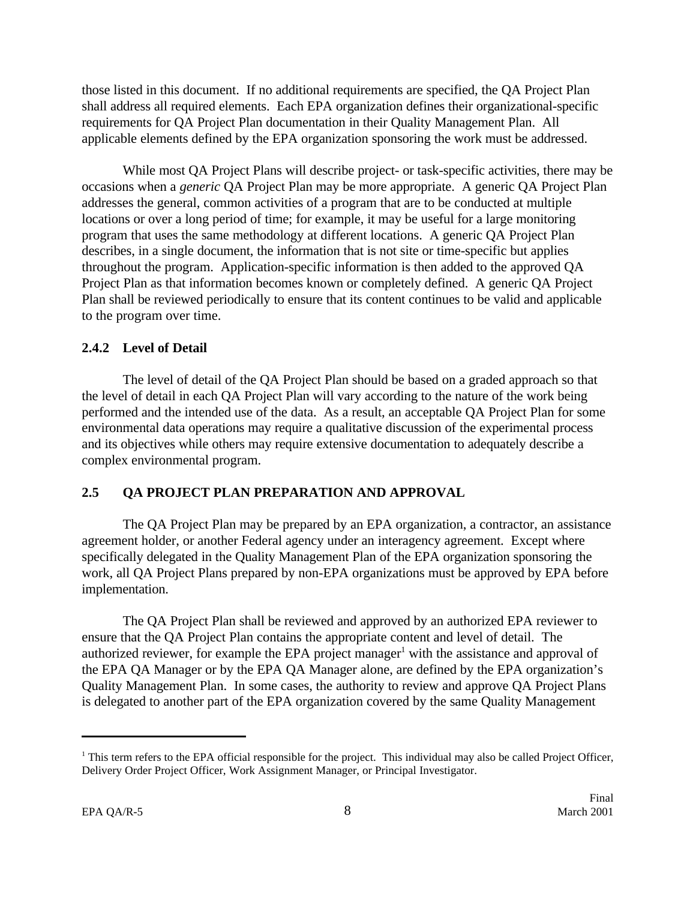those listed in this document. If no additional requirements are specified, the QA Project Plan shall address all required elements. Each EPA organization defines their organizational-specific requirements for QA Project Plan documentation in their Quality Management Plan. All applicable elements defined by the EPA organization sponsoring the work must be addressed.

While most QA Project Plans will describe project- or task-specific activities, there may be occasions when a *generic* QA Project Plan may be more appropriate. A generic QA Project Plan addresses the general, common activities of a program that are to be conducted at multiple locations or over a long period of time; for example, it may be useful for a large monitoring program that uses the same methodology at different locations. A generic QA Project Plan describes, in a single document, the information that is not site or time-specific but applies throughout the program. Application-specific information is then added to the approved QA Project Plan as that information becomes known or completely defined. A generic QA Project Plan shall be reviewed periodically to ensure that its content continues to be valid and applicable to the program over time.

### 2.4.2 Level of Detail

The level of detail of the QA Project Plan should be based on a graded approach so that the level of detail in each QA Project Plan will vary according to the nature of the work being performed and the intended use of the data. As a result, an acceptable QA Project Plan for some environmental data operations may require a qualitative discussion of the experimental process and its objectives while others may require extensive documentation to adequately describe a complex environmental program.

## 2.5 QA PROJECT PLAN PREPARATION AND APPROVAL

The QA Project Plan may be prepared by an EPA organization, a contractor, an assistance agreement holder, or another Federal agency under an interagency agreement. Except where specifically delegated in the Quality Management Plan of the EPA organization sponsoring the work, all QA Project Plans prepared by non-EPA organizations must be approved by EPA before implementation.

The QA Project Plan shall be reviewed and approved by an authorized EPA reviewer to ensure that the QA Project Plan contains the appropriate content and level of detail. The authorized reviewer, for example the EPA project manager[1] with the assistance and approval of the EPA QA Manager or by the EPA QA Manager alone, are defined by the EPA organization's Quality Management Plan. In some cases, the authority to review and approve QA Project Plans is delegated to another part of the EPA organization covered by the same Quality Management

---

[1] This term refers to the EPA official responsible for the project. This individual may also be called Project Officer, Delivery Order Project Officer, Work Assignment Manager, or Principal Investigator.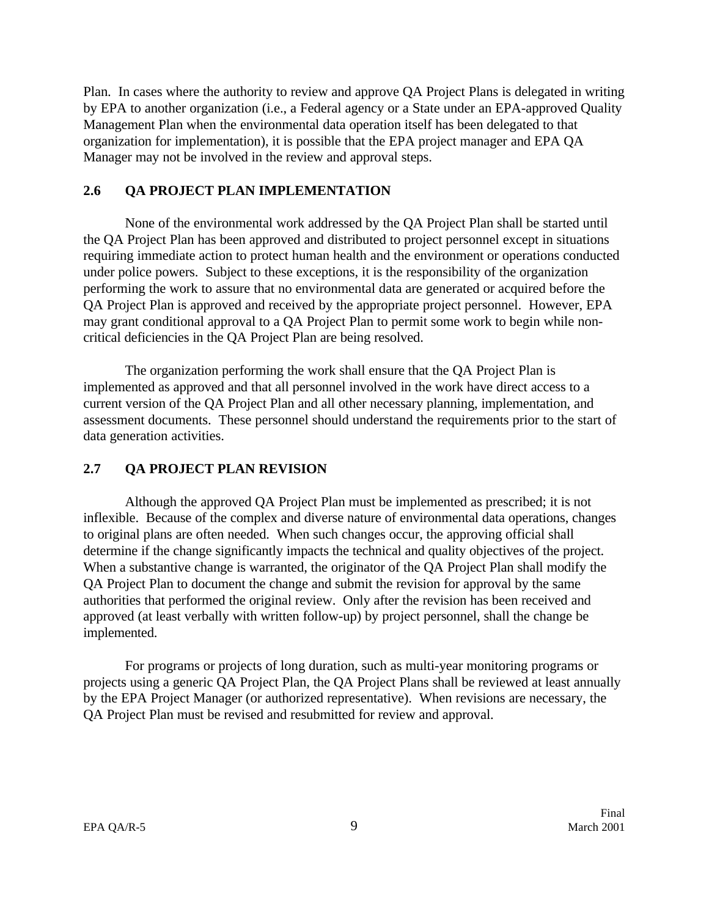Plan. In cases where the authority to review and approve QA Project Plans is delegated in writing by EPA to another organization (i.e., a Federal agency or a State under an EPA-approved Quality Management Plan when the environmental data operation itself has been delegated to that organization for implementation), it is possible that the EPA project manager and EPA QA Manager may not be involved in the review and approval steps.

## 2.6 QA PROJECT PLAN IMPLEMENTATION

None of the environmental work addressed by the QA Project Plan shall be started until the QA Project Plan has been approved and distributed to project personnel except in situations requiring immediate action to protect human health and the environment or operations conducted under police powers. Subject to these exceptions, it is the responsibility of the organization performing the work to assure that no environmental data are generated or acquired before the QA Project Plan is approved and received by the appropriate project personnel. However, EPA may grant conditional approval to a QA Project Plan to permit some work to begin while non-critical deficiencies in the QA Project Plan are being resolved.

The organization performing the work shall ensure that the QA Project Plan is implemented as approved and that all personnel involved in the work have direct access to a current version of the QA Project Plan and all other necessary planning, implementation, and assessment documents. These personnel should understand the requirements prior to the start of data generation activities.

## 2.7 QA PROJECT PLAN REVISION

Although the approved QA Project Plan must be implemented as prescribed; it is not inflexible. Because of the complex and diverse nature of environmental data operations, changes to original plans are often needed. When such changes occur, the approving official shall determine if the change significantly impacts the technical and quality objectives of the project. When a substantive change is warranted, the originator of the QA Project Plan shall modify the QA Project Plan to document the change and submit the revision for approval by the same authorities that performed the original review. Only after the revision has been received and approved (at least verbally with written follow-up) by project personnel, shall the change be implemented.

For programs or projects of long duration, such as multi-year monitoring programs or projects using a generic QA Project Plan, the QA Project Plans shall be reviewed at least annually by the EPA Project Manager (or authorized representative). When revisions are necessary, the QA Project Plan must be revised and resubmitted for review and approval.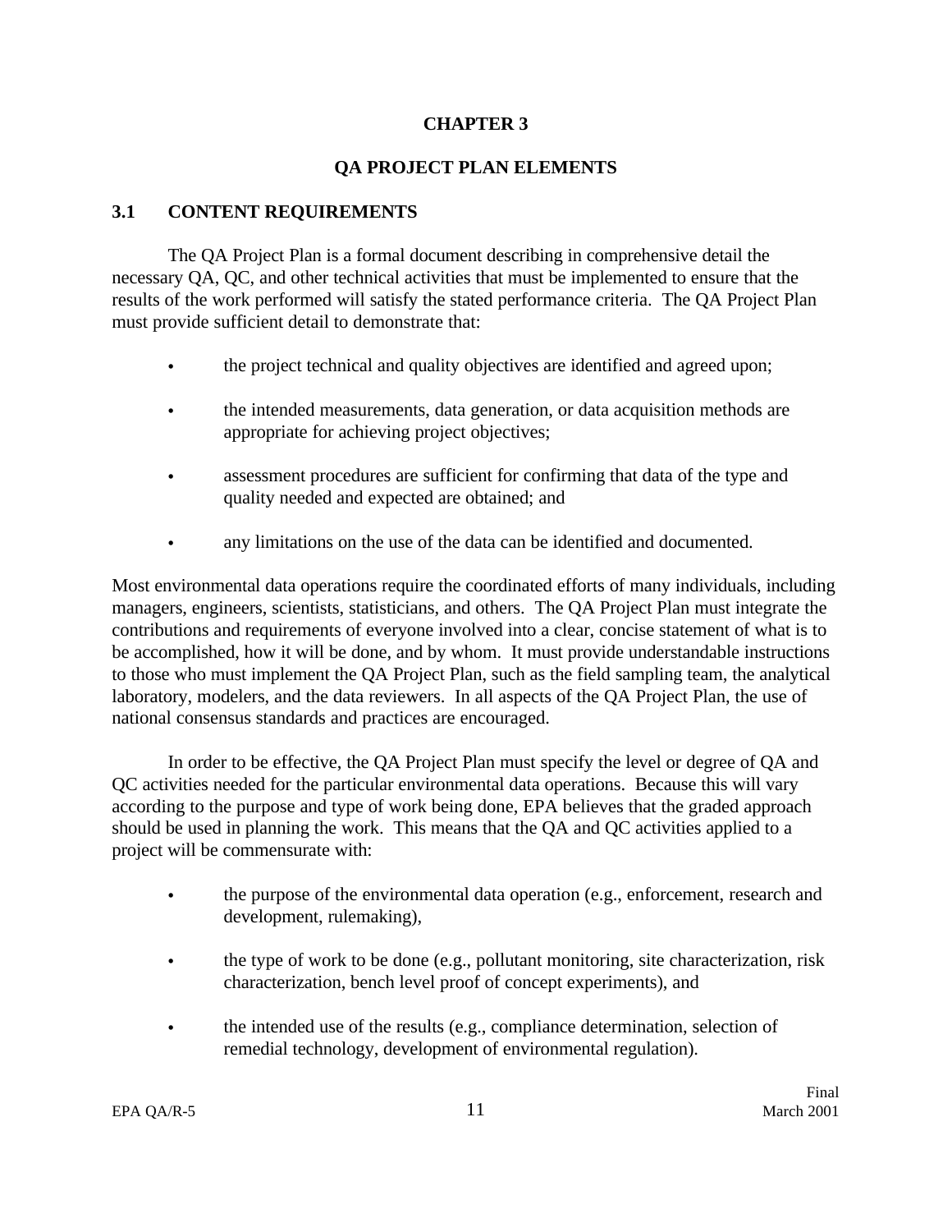# CHAPTER 3

# QA PROJECT PLAN ELEMENTS

## 3.1 CONTENT REQUIREMENTS

The QA Project Plan is a formal document describing in comprehensive detail the necessary QA, QC, and other technical activities that must be implemented to ensure that the results of the work performed will satisfy the stated performance criteria. The QA Project Plan must provide sufficient detail to demonstrate that:

- the project technical and quality objectives are identified and agreed upon;
- the intended measurements, data generation, or data acquisition methods are appropriate for achieving project objectives;
- assessment procedures are sufficient for confirming that data of the type and quality needed and expected are obtained; and
- any limitations on the use of the data can be identified and documented.

Most environmental data operations require the coordinated efforts of many individuals, including managers, engineers, scientists, statisticians, and others. The QA Project Plan must integrate the contributions and requirements of everyone involved into a clear, concise statement of what is to be accomplished, how it will be done, and by whom. It must provide understandable instructions to those who must implement the QA Project Plan, such as the field sampling team, the analytical laboratory, modelers, and the data reviewers. In all aspects of the QA Project Plan, the use of national consensus standards and practices are encouraged.

In order to be effective, the QA Project Plan must specify the level or degree of QA and QC activities needed for the particular environmental data operations. Because this will vary according to the purpose and type of work being done, EPA believes that the graded approach should be used in planning the work. This means that the QA and QC activities applied to a project will be commensurate with:

- the purpose of the environmental data operation (e.g., enforcement, research and development, rulemaking),
- the type of work to be done (e.g., pollutant monitoring, site characterization, risk characterization, bench level proof of concept experiments), and
- the intended use of the results (e.g., compliance determination, selection of remedial technology, development of environmental regulation).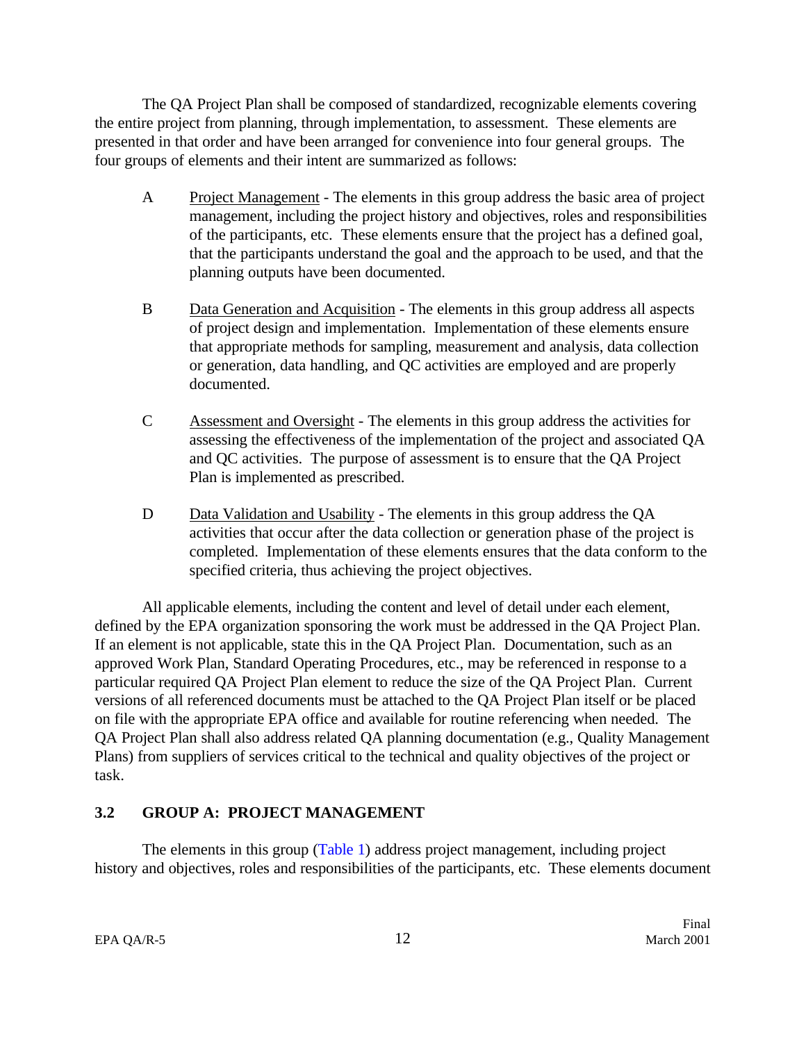The QA Project Plan shall be composed of standardized, recognizable elements covering the entire project from planning, through implementation, to assessment. These elements are presented in that order and have been arranged for convenience into four general groups. The four groups of elements and their intent are summarized as follows:

A &nbsp;&nbsp;&nbsp; Project Management - The elements in this group address the basic area of project management, including the project history and objectives, roles and responsibilities of the participants, etc. These elements ensure that the project has a defined goal, that the participants understand the goal and the approach to be used, and that the planning outputs have been documented.

B &nbsp;&nbsp;&nbsp; Data Generation and Acquisition - The elements in this group address all aspects of project design and implementation. Implementation of these elements ensure that appropriate methods for sampling, measurement and analysis, data collection or generation, data handling, and QC activities are employed and are properly documented.

C &nbsp;&nbsp;&nbsp; Assessment and Oversight - The elements in this group address the activities for assessing the effectiveness of the implementation of the project and associated QA and QC activities. The purpose of assessment is to ensure that the QA Project Plan is implemented as prescribed.

D &nbsp;&nbsp;&nbsp; Data Validation and Usability - The elements in this group address the QA activities that occur after the data collection or generation phase of the project is completed. Implementation of these elements ensures that the data conform to the specified criteria, thus achieving the project objectives.

All applicable elements, including the content and level of detail under each element, defined by the EPA organization sponsoring the work must be addressed in the QA Project Plan. If an element is not applicable, state this in the QA Project Plan. Documentation, such as an approved Work Plan, Standard Operating Procedures, etc., may be referenced in response to a particular required QA Project Plan element to reduce the size of the QA Project Plan. Current versions of all referenced documents must be attached to the QA Project Plan itself or be placed on file with the appropriate EPA office and available for routine referencing when needed. The QA Project Plan shall also address related QA planning documentation (e.g., Quality Management Plans) from suppliers of services critical to the technical and quality objectives of the project or task.

### 3.2 GROUP A: PROJECT MANAGEMENT

The elements in this group (Table 1) address project management, including project history and objectives, roles and responsibilities of the participants, etc. These elements document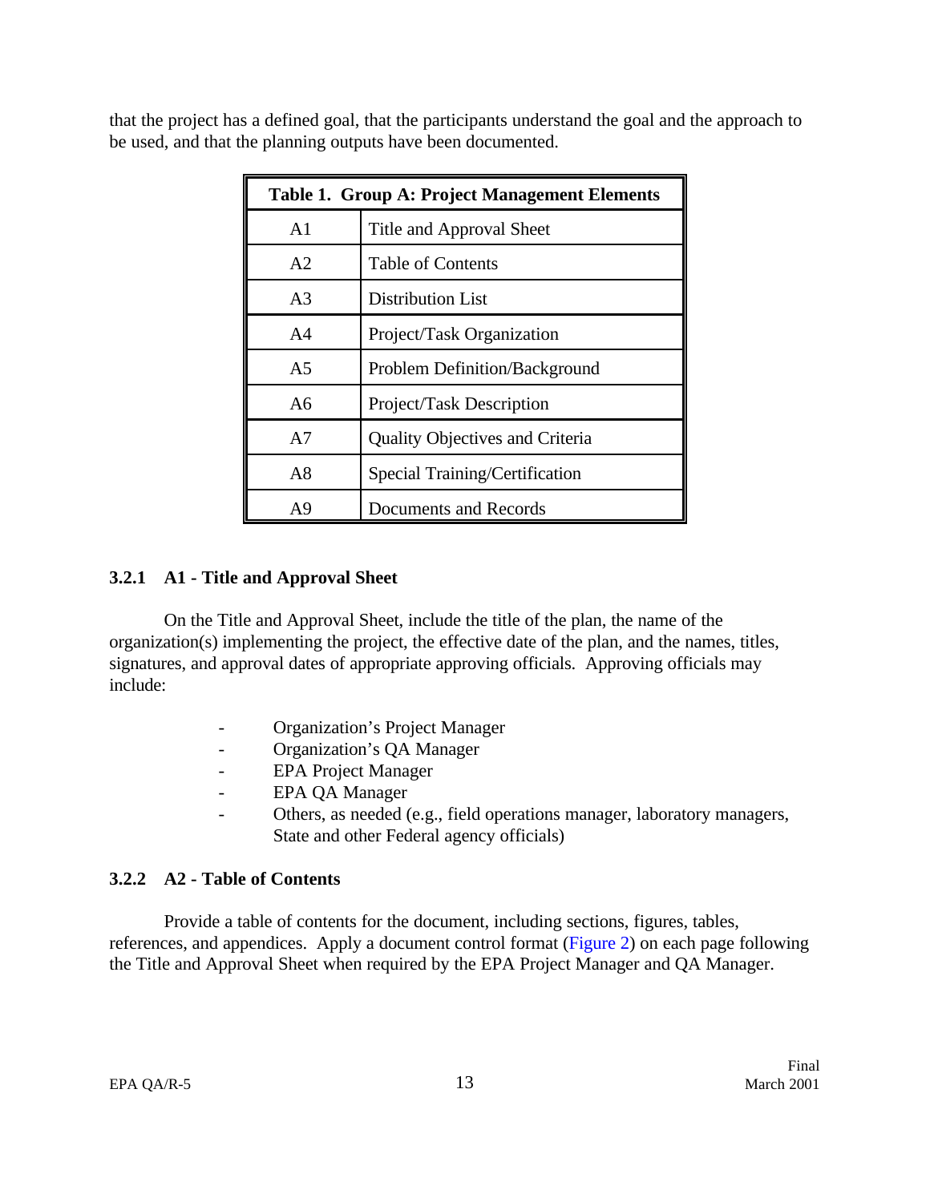that the project has a defined goal, that the participants understand the goal and the approach to be used, and that the planning outputs have been documented.

| Table 1. Group A: Project Management Elements | |
|---|---|
| A1 | Title and Approval Sheet |
| A2 | Table of Contents |
| A3 | Distribution List |
| A4 | Project/Task Organization |
| A5 | Problem Definition/Background |
| A6 | Project/Task Description |
| A7 | Quality Objectives and Criteria |
| A8 | Special Training/Certification |
| A9 | Documents and Records |

### 3.2.1 A1 - Title and Approval Sheet

On the Title and Approval Sheet, include the title of the plan, the name of the organization(s) implementing the project, the effective date of the plan, and the names, titles, signatures, and approval dates of appropriate approving officials. Approving officials may include:

- Organization's Project Manager
- Organization's QA Manager
- EPA Project Manager
- EPA QA Manager
- Others, as needed (e.g., field operations manager, laboratory managers, State and other Federal agency officials)

### 3.2.2 A2 - Table of Contents

Provide a table of contents for the document, including sections, figures, tables, references, and appendices. Apply a document control format (Figure 2) on each page following the Title and Approval Sheet when required by the EPA Project Manager and QA Manager.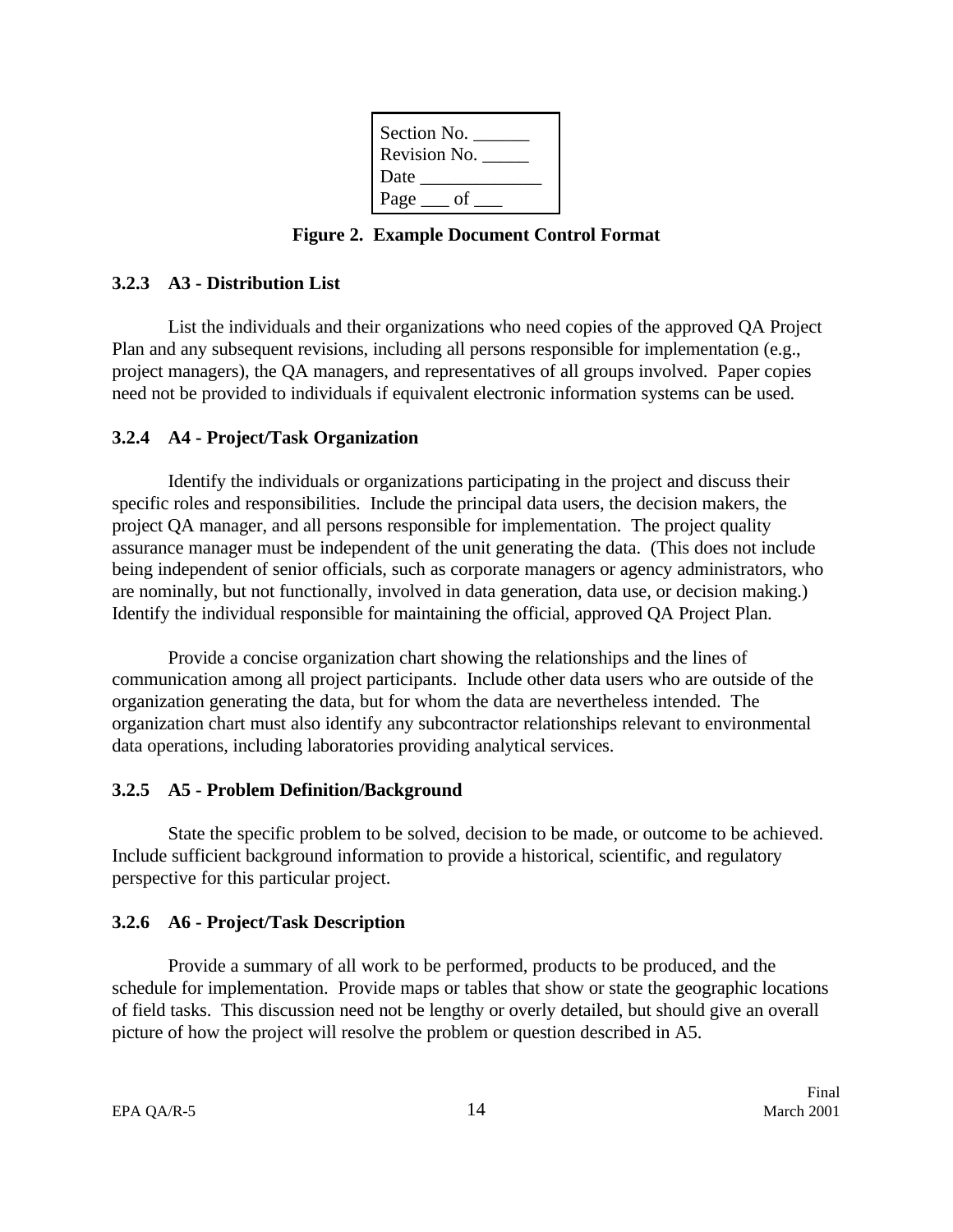| Section No. ______ |
| --- |
| Revision No. _____ |
| Date _____________ |
| Page ___ of ___ |

**Figure 2. Example Document Control Format**

### 3.2.3 A3 - Distribution List

List the individuals and their organizations who need copies of the approved QA Project Plan and any subsequent revisions, including all persons responsible for implementation (e.g., project managers), the QA managers, and representatives of all groups involved. Paper copies need not be provided to individuals if equivalent electronic information systems can be used.

### 3.2.4 A4 - Project/Task Organization

Identify the individuals or organizations participating in the project and discuss their specific roles and responsibilities. Include the principal data users, the decision makers, the project QA manager, and all persons responsible for implementation. The project quality assurance manager must be independent of the unit generating the data. (This does not include being independent of senior officials, such as corporate managers or agency administrators, who are nominally, but not functionally, involved in data generation, data use, or decision making.) Identify the individual responsible for maintaining the official, approved QA Project Plan.

Provide a concise organization chart showing the relationships and the lines of communication among all project participants. Include other data users who are outside of the organization generating the data, but for whom the data are nevertheless intended. The organization chart must also identify any subcontractor relationships relevant to environmental data operations, including laboratories providing analytical services.

### 3.2.5 A5 - Problem Definition/Background

State the specific problem to be solved, decision to be made, or outcome to be achieved. Include sufficient background information to provide a historical, scientific, and regulatory perspective for this particular project.

### 3.2.6 A6 - Project/Task Description

Provide a summary of all work to be performed, products to be produced, and the schedule for implementation. Provide maps or tables that show or state the geographic locations of field tasks. This discussion need not be lengthy or overly detailed, but should give an overall picture of how the project will resolve the problem or question described in A5.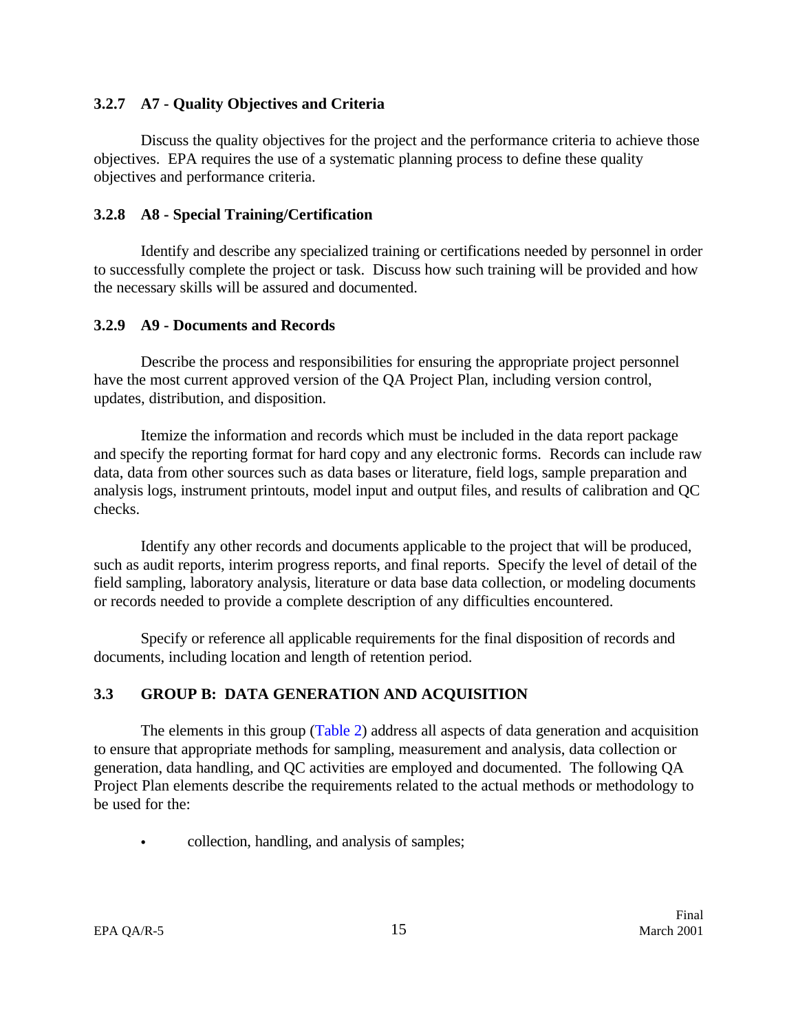### 3.2.7 A7 - Quality Objectives and Criteria

Discuss the quality objectives for the project and the performance criteria to achieve those objectives. EPA requires the use of a systematic planning process to define these quality objectives and performance criteria.

### 3.2.8 A8 - Special Training/Certification

Identify and describe any specialized training or certifications needed by personnel in order to successfully complete the project or task. Discuss how such training will be provided and how the necessary skills will be assured and documented.

### 3.2.9 A9 - Documents and Records

Describe the process and responsibilities for ensuring the appropriate project personnel have the most current approved version of the QA Project Plan, including version control, updates, distribution, and disposition.

Itemize the information and records which must be included in the data report package and specify the reporting format for hard copy and any electronic forms. Records can include raw data, data from other sources such as data bases or literature, field logs, sample preparation and analysis logs, instrument printouts, model input and output files, and results of calibration and QC checks.

Identify any other records and documents applicable to the project that will be produced, such as audit reports, interim progress reports, and final reports. Specify the level of detail of the field sampling, laboratory analysis, literature or data base data collection, or modeling documents or records needed to provide a complete description of any difficulties encountered.

Specify or reference all applicable requirements for the final disposition of records and documents, including location and length of retention period.

## 3.3 GROUP B: DATA GENERATION AND ACQUISITION

The elements in this group (Table 2) address all aspects of data generation and acquisition to ensure that appropriate methods for sampling, measurement and analysis, data collection or generation, data handling, and QC activities are employed and documented. The following QA Project Plan elements describe the requirements related to the actual methods or methodology to be used for the:

- collection, handling, and analysis of samples;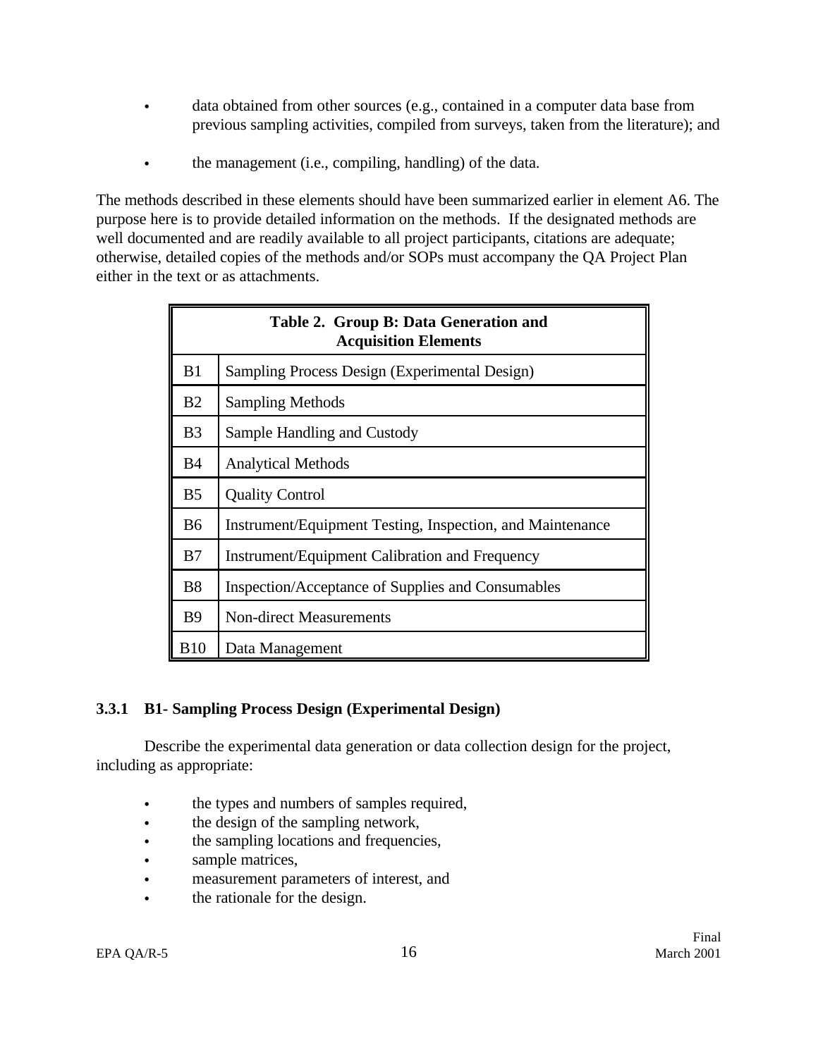- data obtained from other sources (e.g., contained in a computer data base from previous sampling activities, compiled from surveys, taken from the literature); and
- the management (i.e., compiling, handling) of the data.

The methods described in these elements should have been summarized earlier in element A6. The purpose here is to provide detailed information on the methods. If the designated methods are well documented and are readily available to all project participants, citations are adequate; otherwise, detailed copies of the methods and/or SOPs must accompany the QA Project Plan either in the text or as attachments.

| **Table 2. Group B: Data Generation and Acquisition Elements** | |
|---|---|
| B1 | Sampling Process Design (Experimental Design) |
| B2 | Sampling Methods |
| B3 | Sample Handling and Custody |
| B4 | Analytical Methods |
| B5 | Quality Control |
| B6 | Instrument/Equipment Testing, Inspection, and Maintenance |
| B7 | Instrument/Equipment Calibration and Frequency |
| B8 | Inspection/Acceptance of Supplies and Consumables |
| B9 | Non-direct Measurements |
| B10 | Data Management |

### 3.3.1 B1- Sampling Process Design (Experimental Design)

Describe the experimental data generation or data collection design for the project, including as appropriate:

- the types and numbers of samples required,
- the design of the sampling network,
- the sampling locations and frequencies,
- sample matrices,
- measurement parameters of interest, and
- the rationale for the design.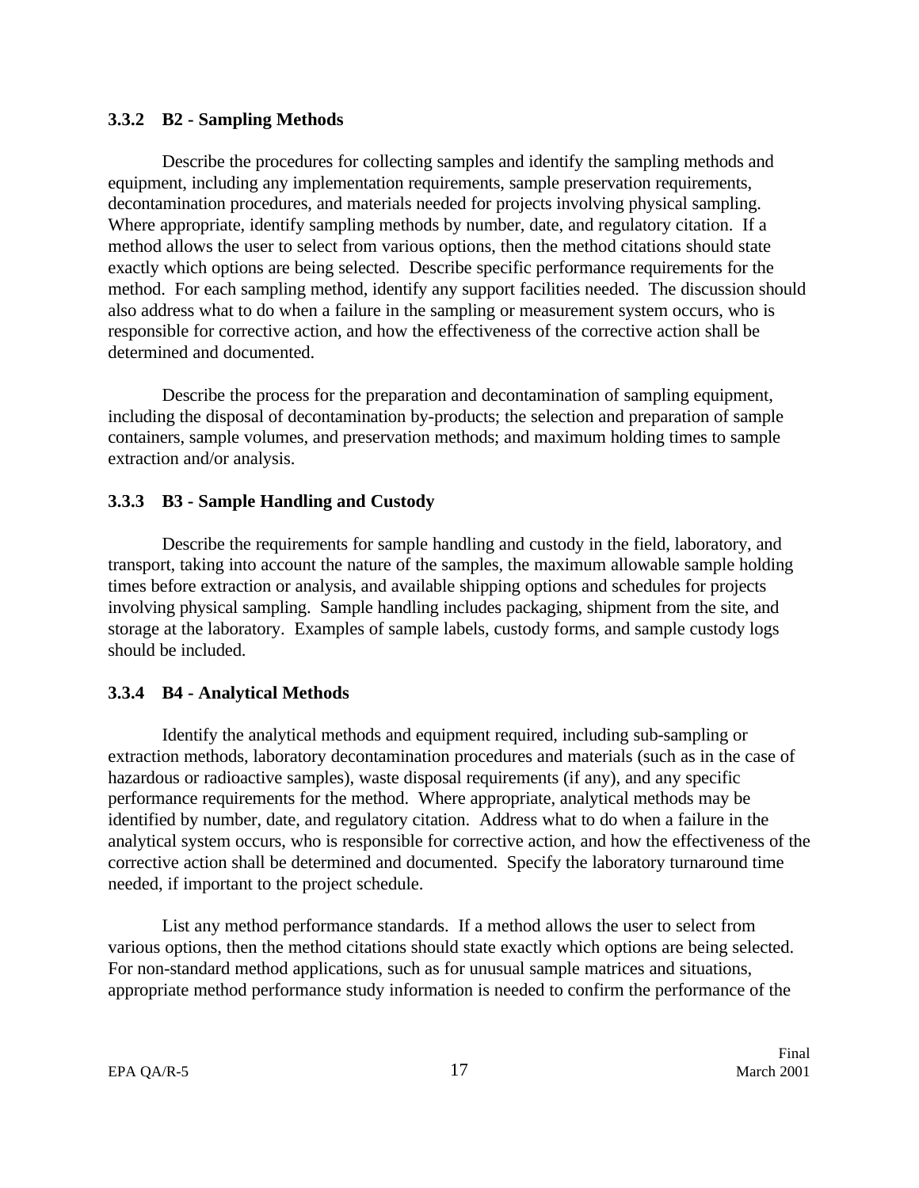### 3.3.2 B2 - Sampling Methods

Describe the procedures for collecting samples and identify the sampling methods and equipment, including any implementation requirements, sample preservation requirements, decontamination procedures, and materials needed for projects involving physical sampling. Where appropriate, identify sampling methods by number, date, and regulatory citation. If a method allows the user to select from various options, then the method citations should state exactly which options are being selected. Describe specific performance requirements for the method. For each sampling method, identify any support facilities needed. The discussion should also address what to do when a failure in the sampling or measurement system occurs, who is responsible for corrective action, and how the effectiveness of the corrective action shall be determined and documented.

Describe the process for the preparation and decontamination of sampling equipment, including the disposal of decontamination by-products; the selection and preparation of sample containers, sample volumes, and preservation methods; and maximum holding times to sample extraction and/or analysis.

### 3.3.3 B3 - Sample Handling and Custody

Describe the requirements for sample handling and custody in the field, laboratory, and transport, taking into account the nature of the samples, the maximum allowable sample holding times before extraction or analysis, and available shipping options and schedules for projects involving physical sampling. Sample handling includes packaging, shipment from the site, and storage at the laboratory. Examples of sample labels, custody forms, and sample custody logs should be included.

### 3.3.4 B4 - Analytical Methods

Identify the analytical methods and equipment required, including sub-sampling or extraction methods, laboratory decontamination procedures and materials (such as in the case of hazardous or radioactive samples), waste disposal requirements (if any), and any specific performance requirements for the method. Where appropriate, analytical methods may be identified by number, date, and regulatory citation. Address what to do when a failure in the analytical system occurs, who is responsible for corrective action, and how the effectiveness of the corrective action shall be determined and documented. Specify the laboratory turnaround time needed, if important to the project schedule.

List any method performance standards. If a method allows the user to select from various options, then the method citations should state exactly which options are being selected. For non-standard method applications, such as for unusual sample matrices and situations, appropriate method performance study information is needed to confirm the performance of the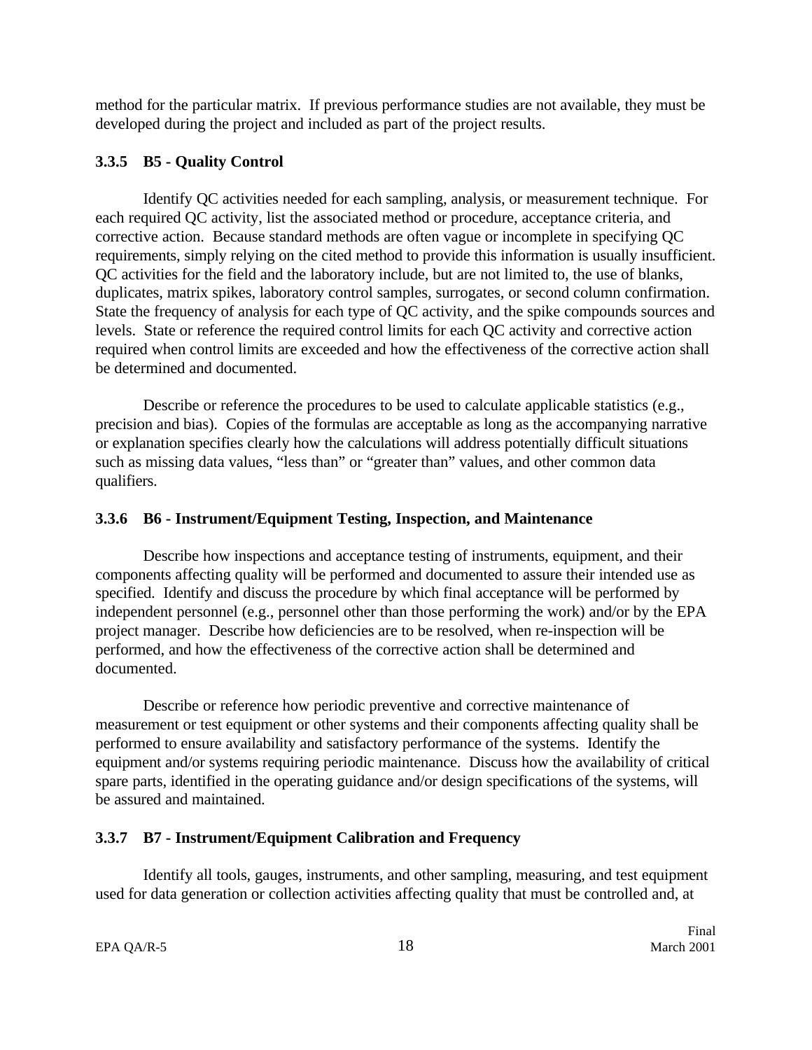method for the particular matrix. If previous performance studies are not available, they must be developed during the project and included as part of the project results.

### 3.3.5 B5 - Quality Control

Identify QC activities needed for each sampling, analysis, or measurement technique. For each required QC activity, list the associated method or procedure, acceptance criteria, and corrective action. Because standard methods are often vague or incomplete in specifying QC requirements, simply relying on the cited method to provide this information is usually insufficient. QC activities for the field and the laboratory include, but are not limited to, the use of blanks, duplicates, matrix spikes, laboratory control samples, surrogates, or second column confirmation. State the frequency of analysis for each type of QC activity, and the spike compounds sources and levels. State or reference the required control limits for each QC activity and corrective action required when control limits are exceeded and how the effectiveness of the corrective action shall be determined and documented.

Describe or reference the procedures to be used to calculate applicable statistics (e.g., precision and bias). Copies of the formulas are acceptable as long as the accompanying narrative or explanation specifies clearly how the calculations will address potentially difficult situations such as missing data values, "less than" or "greater than" values, and other common data qualifiers.

### 3.3.6 B6 - Instrument/Equipment Testing, Inspection, and Maintenance

Describe how inspections and acceptance testing of instruments, equipment, and their components affecting quality will be performed and documented to assure their intended use as specified. Identify and discuss the procedure by which final acceptance will be performed by independent personnel (e.g., personnel other than those performing the work) and/or by the EPA project manager. Describe how deficiencies are to be resolved, when re-inspection will be performed, and how the effectiveness of the corrective action shall be determined and documented.

Describe or reference how periodic preventive and corrective maintenance of measurement or test equipment or other systems and their components affecting quality shall be performed to ensure availability and satisfactory performance of the systems. Identify the equipment and/or systems requiring periodic maintenance. Discuss how the availability of critical spare parts, identified in the operating guidance and/or design specifications of the systems, will be assured and maintained.

### 3.3.7 B7 - Instrument/Equipment Calibration and Frequency

Identify all tools, gauges, instruments, and other sampling, measuring, and test equipment used for data generation or collection activities affecting quality that must be controlled and, at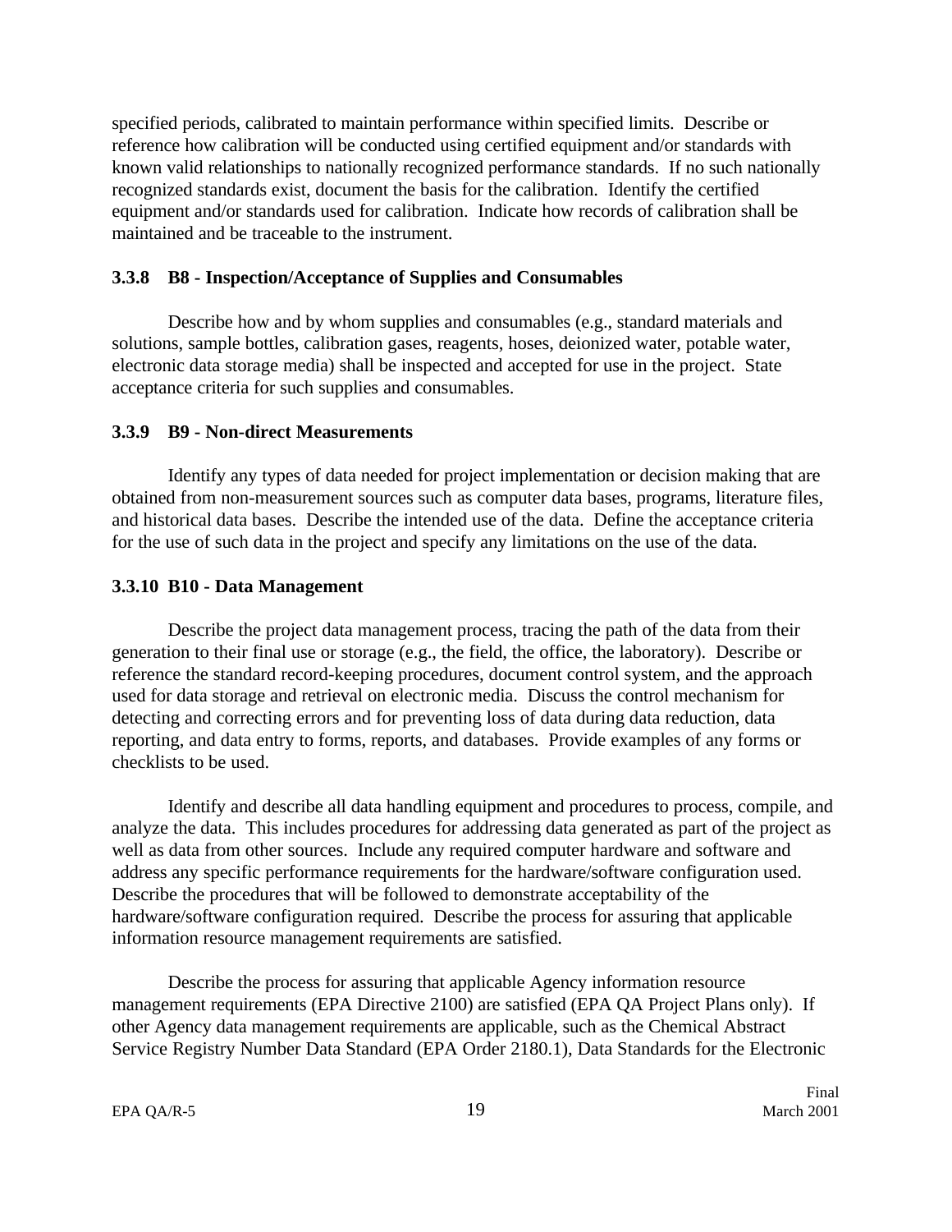specified periods, calibrated to maintain performance within specified limits. Describe or reference how calibration will be conducted using certified equipment and/or standards with known valid relationships to nationally recognized performance standards. If no such nationally recognized standards exist, document the basis for the calibration. Identify the certified equipment and/or standards used for calibration. Indicate how records of calibration shall be maintained and be traceable to the instrument.

### 3.3.8 B8 - Inspection/Acceptance of Supplies and Consumables

Describe how and by whom supplies and consumables (e.g., standard materials and solutions, sample bottles, calibration gases, reagents, hoses, deionized water, potable water, electronic data storage media) shall be inspected and accepted for use in the project. State acceptance criteria for such supplies and consumables.

### 3.3.9 B9 - Non-direct Measurements

Identify any types of data needed for project implementation or decision making that are obtained from non-measurement sources such as computer data bases, programs, literature files, and historical data bases. Describe the intended use of the data. Define the acceptance criteria for the use of such data in the project and specify any limitations on the use of the data.

### 3.3.10 B10 - Data Management

Describe the project data management process, tracing the path of the data from their generation to their final use or storage (e.g., the field, the office, the laboratory). Describe or reference the standard record-keeping procedures, document control system, and the approach used for data storage and retrieval on electronic media. Discuss the control mechanism for detecting and correcting errors and for preventing loss of data during data reduction, data reporting, and data entry to forms, reports, and databases. Provide examples of any forms or checklists to be used.

Identify and describe all data handling equipment and procedures to process, compile, and analyze the data. This includes procedures for addressing data generated as part of the project as well as data from other sources. Include any required computer hardware and software and address any specific performance requirements for the hardware/software configuration used. Describe the procedures that will be followed to demonstrate acceptability of the hardware/software configuration required. Describe the process for assuring that applicable information resource management requirements are satisfied.

Describe the process for assuring that applicable Agency information resource management requirements (EPA Directive 2100) are satisfied (EPA QA Project Plans only). If other Agency data management requirements are applicable, such as the Chemical Abstract Service Registry Number Data Standard (EPA Order 2180.1), Data Standards for the Electronic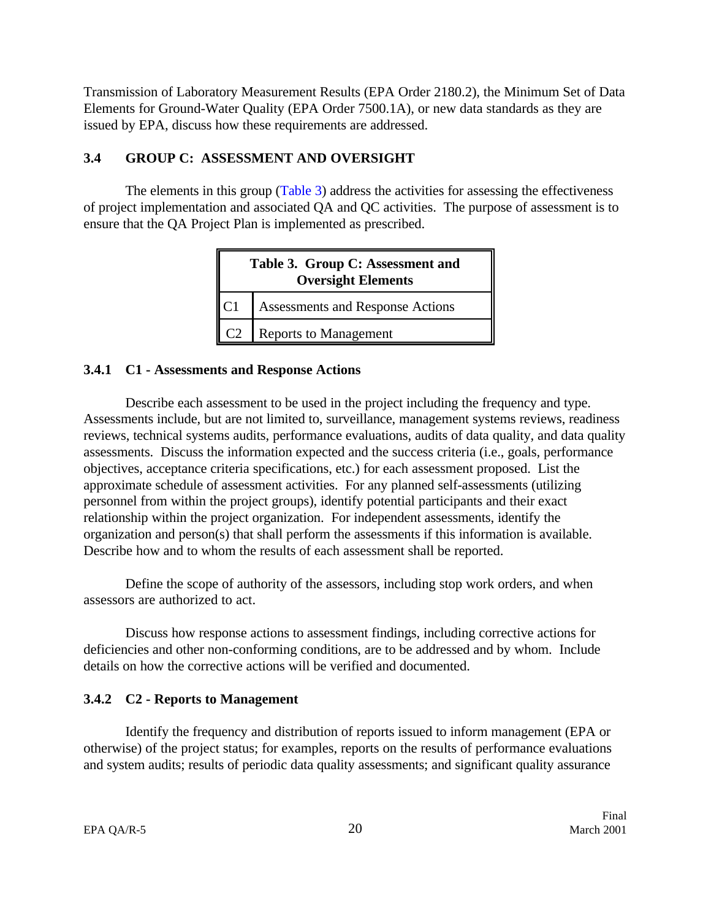Transmission of Laboratory Measurement Results (EPA Order 2180.2), the Minimum Set of Data Elements for Ground-Water Quality (EPA Order 7500.1A), or new data standards as they are issued by EPA, discuss how these requirements are addressed.

## 3.4 GROUP C: ASSESSMENT AND OVERSIGHT

The elements in this group (Table 3) address the activities for assessing the effectiveness of project implementation and associated QA and QC activities. The purpose of assessment is to ensure that the QA Project Plan is implemented as prescribed.

| Table 3. Group C: Assessment and Oversight Elements | |
|---|---|
| C1 | Assessments and Response Actions |
| C2 | Reports to Management |

### 3.4.1 C1 - Assessments and Response Actions

Describe each assessment to be used in the project including the frequency and type. Assessments include, but are not limited to, surveillance, management systems reviews, readiness reviews, technical systems audits, performance evaluations, audits of data quality, and data quality assessments. Discuss the information expected and the success criteria (i.e., goals, performance objectives, acceptance criteria specifications, etc.) for each assessment proposed. List the approximate schedule of assessment activities. For any planned self-assessments (utilizing personnel from within the project groups), identify potential participants and their exact relationship within the project organization. For independent assessments, identify the organization and person(s) that shall perform the assessments if this information is available. Describe how and to whom the results of each assessment shall be reported.

Define the scope of authority of the assessors, including stop work orders, and when assessors are authorized to act.

Discuss how response actions to assessment findings, including corrective actions for deficiencies and other non-conforming conditions, are to be addressed and by whom. Include details on how the corrective actions will be verified and documented.

### 3.4.2 C2 - Reports to Management

Identify the frequency and distribution of reports issued to inform management (EPA or otherwise) of the project status; for examples, reports on the results of performance evaluations and system audits; results of periodic data quality assessments; and significant quality assurance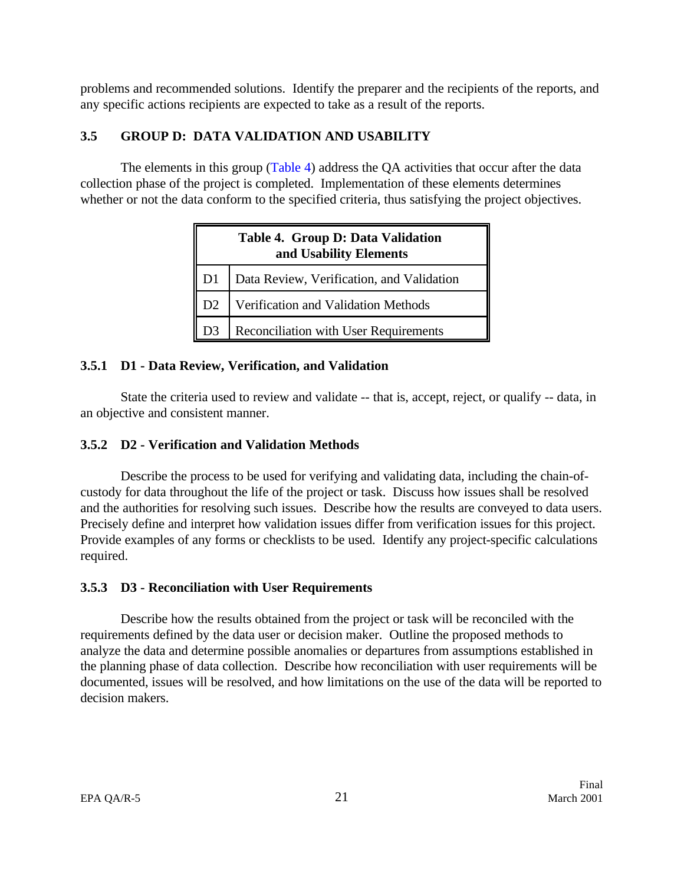problems and recommended solutions. Identify the preparer and the recipients of the reports, and any specific actions recipients are expected to take as a result of the reports.

## 3.5 GROUP D: DATA VALIDATION AND USABILITY

The elements in this group (Table 4) address the QA activities that occur after the data collection phase of the project is completed. Implementation of these elements determines whether or not the data conform to the specified criteria, thus satisfying the project objectives.

| **Table 4. Group D: Data Validation and Usability Elements** | |
|---|---|
| D1 | Data Review, Verification, and Validation |
| D2 | Verification and Validation Methods |
| D3 | Reconciliation with User Requirements |

### 3.5.1 D1 - Data Review, Verification, and Validation

State the criteria used to review and validate -- that is, accept, reject, or qualify -- data, in an objective and consistent manner.

### 3.5.2 D2 - Verification and Validation Methods

Describe the process to be used for verifying and validating data, including the chain-of-custody for data throughout the life of the project or task. Discuss how issues shall be resolved and the authorities for resolving such issues. Describe how the results are conveyed to data users. Precisely define and interpret how validation issues differ from verification issues for this project. Provide examples of any forms or checklists to be used. Identify any project-specific calculations required.

### 3.5.3 D3 - Reconciliation with User Requirements

Describe how the results obtained from the project or task will be reconciled with the requirements defined by the data user or decision maker. Outline the proposed methods to analyze the data and determine possible anomalies or departures from assumptions established in the planning phase of data collection. Describe how reconciliation with user requirements will be documented, issues will be resolved, and how limitations on the use of the data will be reported to decision makers.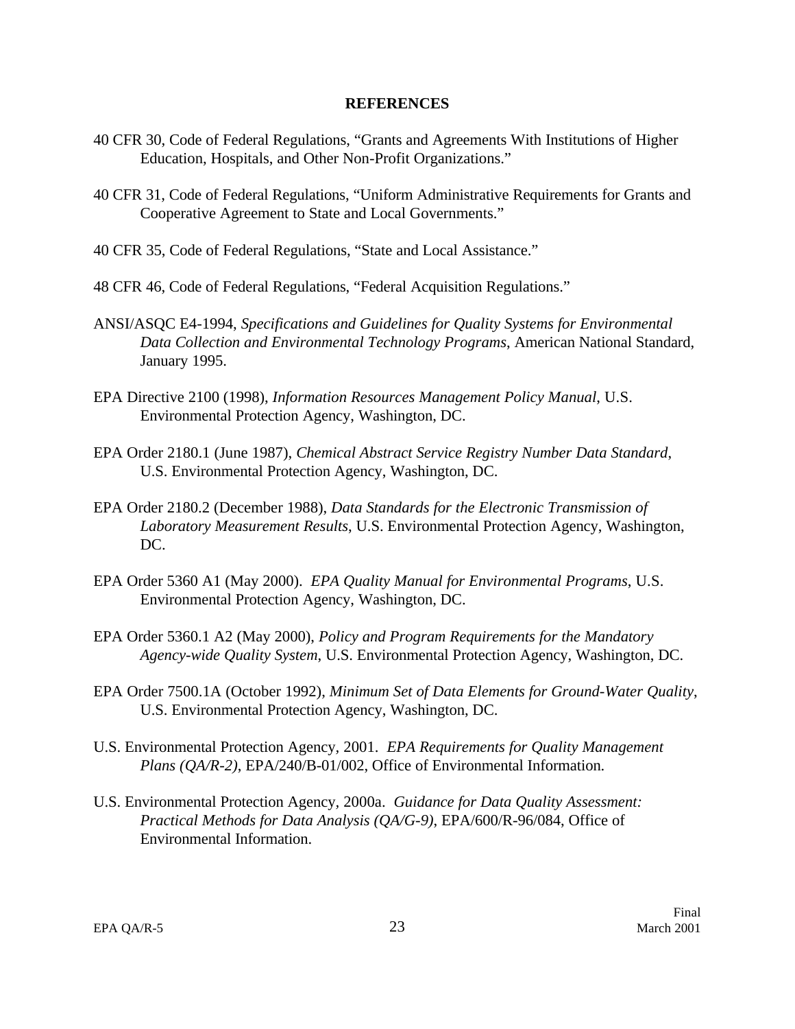## REFERENCES

40 CFR 30, Code of Federal Regulations, "Grants and Agreements With Institutions of Higher Education, Hospitals, and Other Non-Profit Organizations."

40 CFR 31, Code of Federal Regulations, "Uniform Administrative Requirements for Grants and Cooperative Agreement to State and Local Governments."

40 CFR 35, Code of Federal Regulations, "State and Local Assistance."

48 CFR 46, Code of Federal Regulations, "Federal Acquisition Regulations."

ANSI/ASQC E4-1994, *Specifications and Guidelines for Quality Systems for Environmental Data Collection and Environmental Technology Programs*, American National Standard, January 1995.

EPA Directive 2100 (1998), *Information Resources Management Policy Manual*, U.S. Environmental Protection Agency, Washington, DC.

EPA Order 2180.1 (June 1987), *Chemical Abstract Service Registry Number Data Standard*, U.S. Environmental Protection Agency, Washington, DC.

EPA Order 2180.2 (December 1988), *Data Standards for the Electronic Transmission of Laboratory Measurement Results*, U.S. Environmental Protection Agency, Washington, DC.

EPA Order 5360 A1 (May 2000). *EPA Quality Manual for Environmental Programs*, U.S. Environmental Protection Agency, Washington, DC.

EPA Order 5360.1 A2 (May 2000), *Policy and Program Requirements for the Mandatory Agency-wide Quality System*, U.S. Environmental Protection Agency, Washington, DC.

EPA Order 7500.1A (October 1992), *Minimum Set of Data Elements for Ground-Water Quality*, U.S. Environmental Protection Agency, Washington, DC.

U.S. Environmental Protection Agency, 2001. *EPA Requirements for Quality Management Plans (QA/R-2)*, EPA/240/B-01/002, Office of Environmental Information.

U.S. Environmental Protection Agency, 2000a. *Guidance for Data Quality Assessment: Practical Methods for Data Analysis (QA/G-9)*, EPA/600/R-96/084, Office of Environmental Information.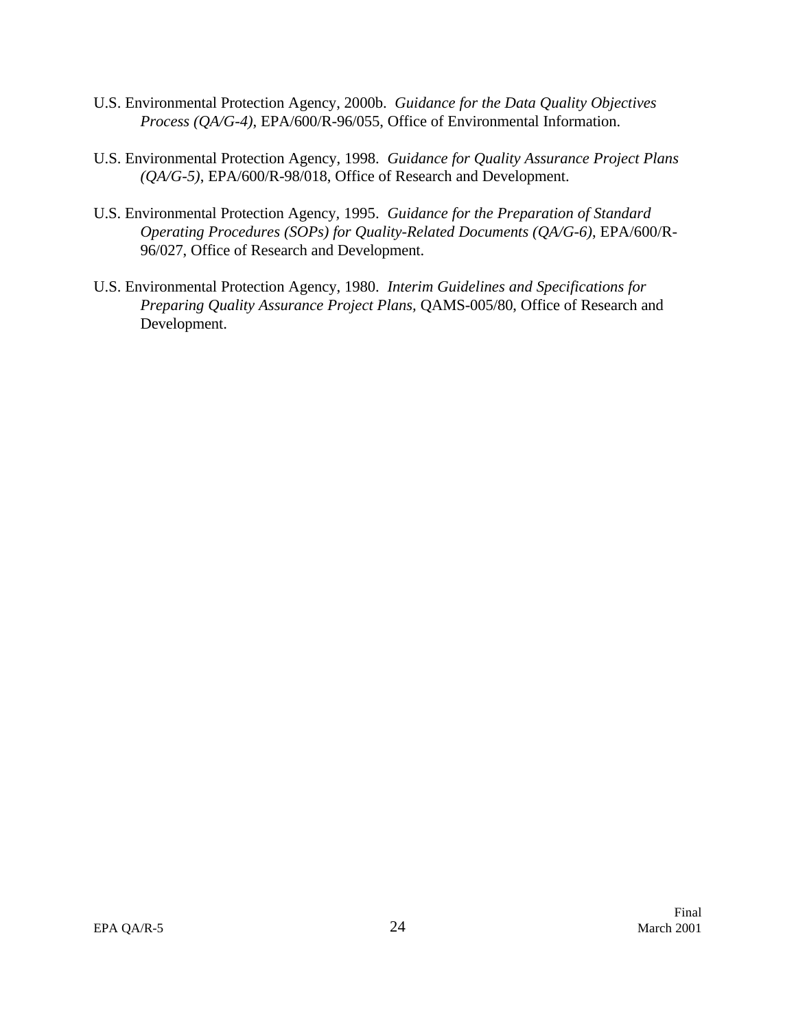U.S. Environmental Protection Agency, 2000b. *Guidance for the Data Quality Objectives Process (QA/G-4)*, EPA/600/R-96/055, Office of Environmental Information.

U.S. Environmental Protection Agency, 1998. *Guidance for Quality Assurance Project Plans (QA/G-5)*, EPA/600/R-98/018, Office of Research and Development.

U.S. Environmental Protection Agency, 1995. *Guidance for the Preparation of Standard Operating Procedures (SOPs) for Quality-Related Documents (QA/G-6)*, EPA/600/R-96/027, Office of Research and Development.

U.S. Environmental Protection Agency, 1980. *Interim Guidelines and Specifications for Preparing Quality Assurance Project Plans,* QAMS-005/80, Office of Research and Development.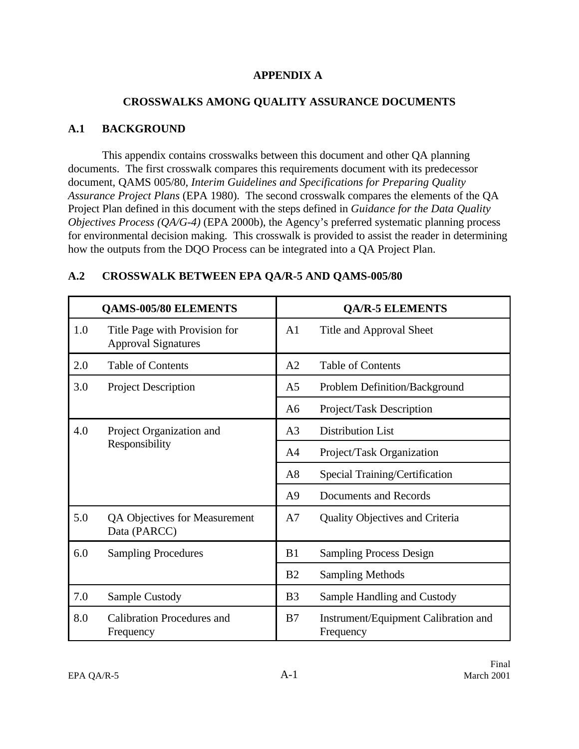# APPENDIX A

## CROSSWALKS AMONG QUALITY ASSURANCE DOCUMENTS

### A.1 BACKGROUND

This appendix contains crosswalks between this document and other QA planning documents. The first crosswalk compares this requirements document with its predecessor document, QAMS 005/80, *Interim Guidelines and Specifications for Preparing Quality Assurance Project Plans* (EPA 1980). The second crosswalk compares the elements of the QA Project Plan defined in this document with the steps defined in *Guidance for the Data Quality Objectives Process (QA/G-4)* (EPA 2000b), the Agency's preferred systematic planning process for environmental decision making. This crosswalk is provided to assist the reader in determining how the outputs from the DQO Process can be integrated into a QA Project Plan.

### A.2 CROSSWALK BETWEEN EPA QA/R-5 AND QAMS-005/80

| QAMS-005/80 ELEMENTS | | QA/R-5 ELEMENTS | |
|---|---|---|---|
| 1.0 | Title Page with Provision for Approval Signatures | A1 | Title and Approval Sheet |
| 2.0 | Table of Contents | A2 | Table of Contents |
| 3.0 | Project Description | A5 | Problem Definition/Background |
| | | A6 | Project/Task Description |
| 4.0 | Project Organization and Responsibility | A3 | Distribution List |
| | | A4 | Project/Task Organization |
| | | A8 | Special Training/Certification |
| | | A9 | Documents and Records |
| 5.0 | QA Objectives for Measurement Data (PARCC) | A7 | Quality Objectives and Criteria |
| 6.0 | Sampling Procedures | B1 | Sampling Process Design |
| | | B2 | Sampling Methods |
| 7.0 | Sample Custody | B3 | Sample Handling and Custody |
| 8.0 | Calibration Procedures and Frequency | B7 | Instrument/Equipment Calibration and Frequency |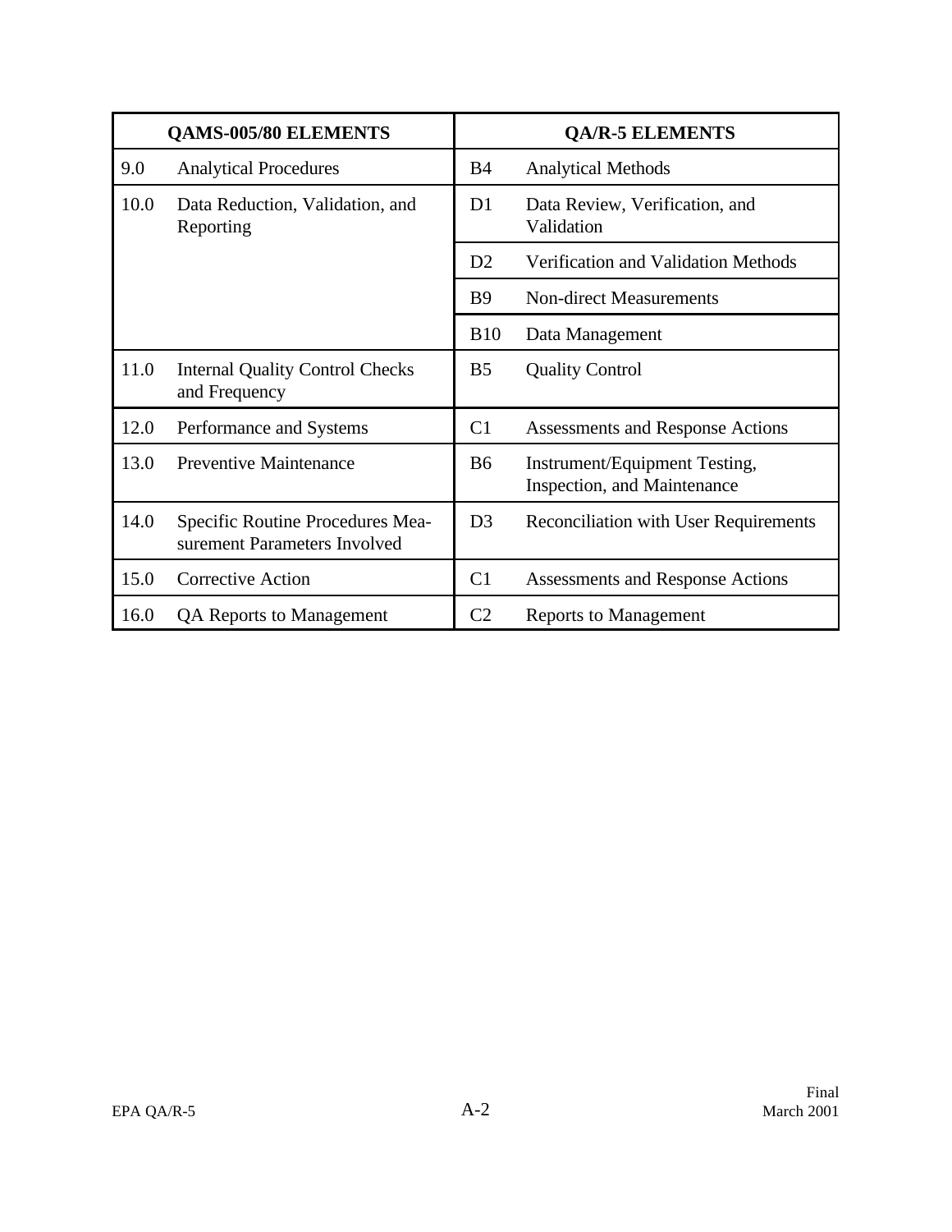| QAMS-005/80 ELEMENTS | | QA/R-5 ELEMENTS | |
|---|---|---|---|
| 9.0 | Analytical Procedures | B4 | Analytical Methods |
| 10.0 | Data Reduction, Validation, and Reporting | D1 | Data Review, Verification, and Validation |
| | | D2 | Verification and Validation Methods |
| | | B9 | Non-direct Measurements |
| | | B10 | Data Management |
| 11.0 | Internal Quality Control Checks and Frequency | B5 | Quality Control |
| 12.0 | Performance and Systems | C1 | Assessments and Response Actions |
| 13.0 | Preventive Maintenance | B6 | Instrument/Equipment Testing, Inspection, and Maintenance |
| 14.0 | Specific Routine Procedures Measurement Parameters Involved | D3 | Reconciliation with User Requirements |
| 15.0 | Corrective Action | C1 | Assessments and Response Actions |
| 16.0 | QA Reports to Management | C2 | Reports to Management |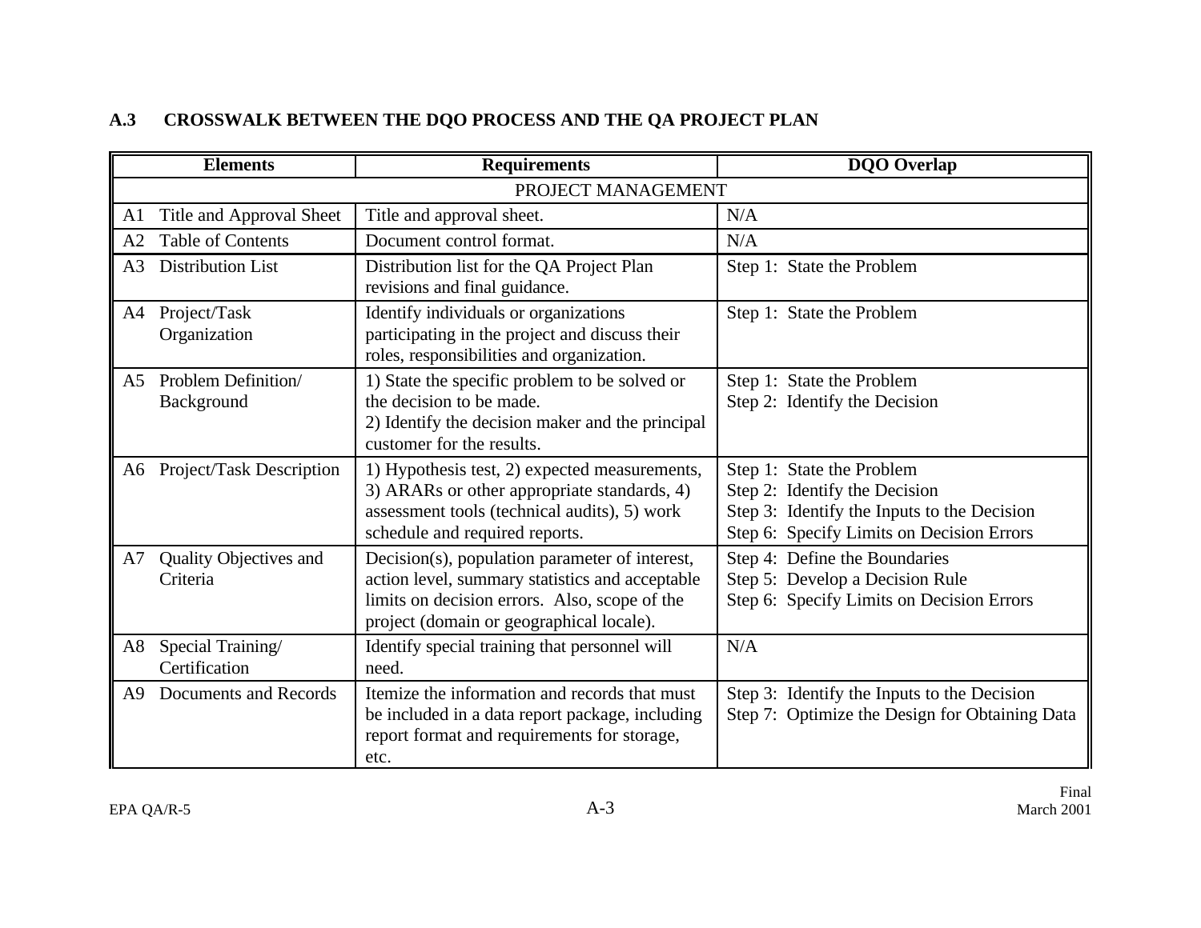## A.3 CROSSWALK BETWEEN THE DQO PROCESS AND THE QA PROJECT PLAN

| Elements | Requirements | DQO Overlap |
|---|---|---|
| PROJECT MANAGEMENT | | |
| A1 Title and Approval Sheet | Title and approval sheet. | N/A |
| A2 Table of Contents | Document control format. | N/A |
| A3 Distribution List | Distribution list for the QA Project Plan revisions and final guidance. | Step 1: State the Problem |
| A4 Project/Task Organization | Identify individuals or organizations participating in the project and discuss their roles, responsibilities and organization. | Step 1: State the Problem |
| A5 Problem Definition/ Background | 1) State the specific problem to be solved or the decision to be made.<br>2) Identify the decision maker and the principal customer for the results. | Step 1: State the Problem<br>Step 2: Identify the Decision |
| A6 Project/Task Description | 1) Hypothesis test, 2) expected measurements, 3) ARARs or other appropriate standards, 4) assessment tools (technical audits), 5) work schedule and required reports. | Step 1: State the Problem<br>Step 2: Identify the Decision<br>Step 3: Identify the Inputs to the Decision<br>Step 6: Specify Limits on Decision Errors |
| A7 Quality Objectives and Criteria | Decision(s), population parameter of interest, action level, summary statistics and acceptable limits on decision errors. Also, scope of the project (domain or geographical locale). | Step 4: Define the Boundaries<br>Step 5: Develop a Decision Rule<br>Step 6: Specify Limits on Decision Errors |
| A8 Special Training/ Certification | Identify special training that personnel will need. | N/A |
| A9 Documents and Records | Itemize the information and records that must be included in a data report package, including report format and requirements for storage, etc. | Step 3: Identify the Inputs to the Decision<br>Step 7: Optimize the Design for Obtaining Data |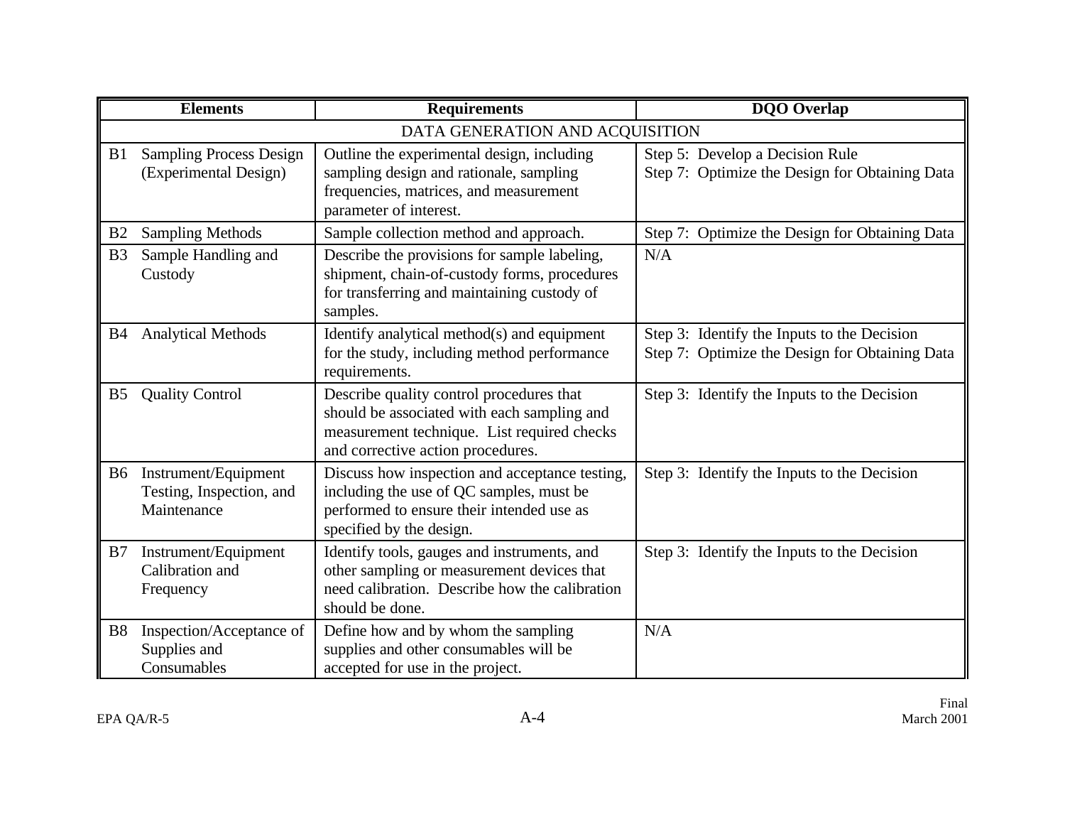| Elements | Requirements | DQO Overlap |
|---|---|---|
| DATA GENERATION AND ACQUISITION | | |
| B1 Sampling Process Design (Experimental Design) | Outline the experimental design, including sampling design and rationale, sampling frequencies, matrices, and measurement parameter of interest. | Step 5: Develop a Decision Rule<br>Step 7: Optimize the Design for Obtaining Data |
| B2 Sampling Methods | Sample collection method and approach. | Step 7: Optimize the Design for Obtaining Data |
| B3 Sample Handling and Custody | Describe the provisions for sample labeling, shipment, chain-of-custody forms, procedures for transferring and maintaining custody of samples. | N/A |
| B4 Analytical Methods | Identify analytical method(s) and equipment for the study, including method performance requirements. | Step 3: Identify the Inputs to the Decision<br>Step 7: Optimize the Design for Obtaining Data |
| B5 Quality Control | Describe quality control procedures that should be associated with each sampling and measurement technique. List required checks and corrective action procedures. | Step 3: Identify the Inputs to the Decision |
| B6 Instrument/Equipment Testing, Inspection, and Maintenance | Discuss how inspection and acceptance testing, including the use of QC samples, must be performed to ensure their intended use as specified by the design. | Step 3: Identify the Inputs to the Decision |
| B7 Instrument/Equipment Calibration and Frequency | Identify tools, gauges and instruments, and other sampling or measurement devices that need calibration. Describe how the calibration should be done. | Step 3: Identify the Inputs to the Decision |
| B8 Inspection/Acceptance of Supplies and Consumables | Define how and by whom the sampling supplies and other consumables will be accepted for use in the project. | N/A |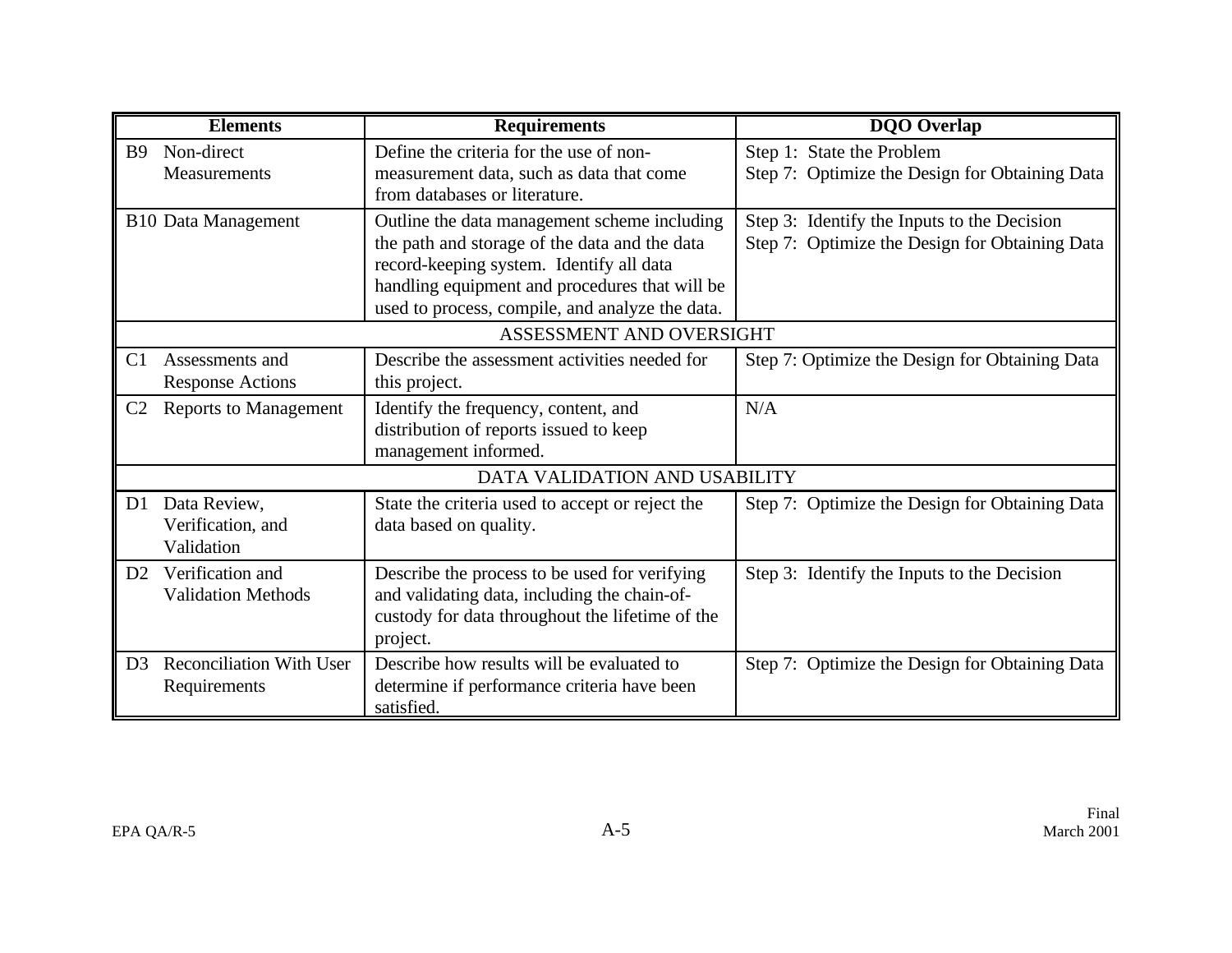| Elements | Requirements | DQO Overlap |
|---|---|---|
| B9 Non-direct Measurements | Define the criteria for the use of non-measurement data, such as data that come from databases or literature. | Step 1: State the Problem<br>Step 7: Optimize the Design for Obtaining Data |
| B10 Data Management | Outline the data management scheme including the path and storage of the data and the data record-keeping system. Identify all data handling equipment and procedures that will be used to process, compile, and analyze the data. | Step 3: Identify the Inputs to the Decision<br>Step 7: Optimize the Design for Obtaining Data |
| ASSESSMENT AND OVERSIGHT | | |
| C1 Assessments and Response Actions | Describe the assessment activities needed for this project. | Step 7: Optimize the Design for Obtaining Data |
| C2 Reports to Management | Identify the frequency, content, and distribution of reports issued to keep management informed. | N/A |
| DATA VALIDATION AND USABILITY | | |
| D1 Data Review, Verification, and Validation | State the criteria used to accept or reject the data based on quality. | Step 7: Optimize the Design for Obtaining Data |
| D2 Verification and Validation Methods | Describe the process to be used for verifying and validating data, including the chain-of-custody for data throughout the lifetime of the project. | Step 3: Identify the Inputs to the Decision |
| D3 Reconciliation With User Requirements | Describe how results will be evaluated to determine if performance criteria have been satisfied. | Step 7: Optimize the Design for Obtaining Data |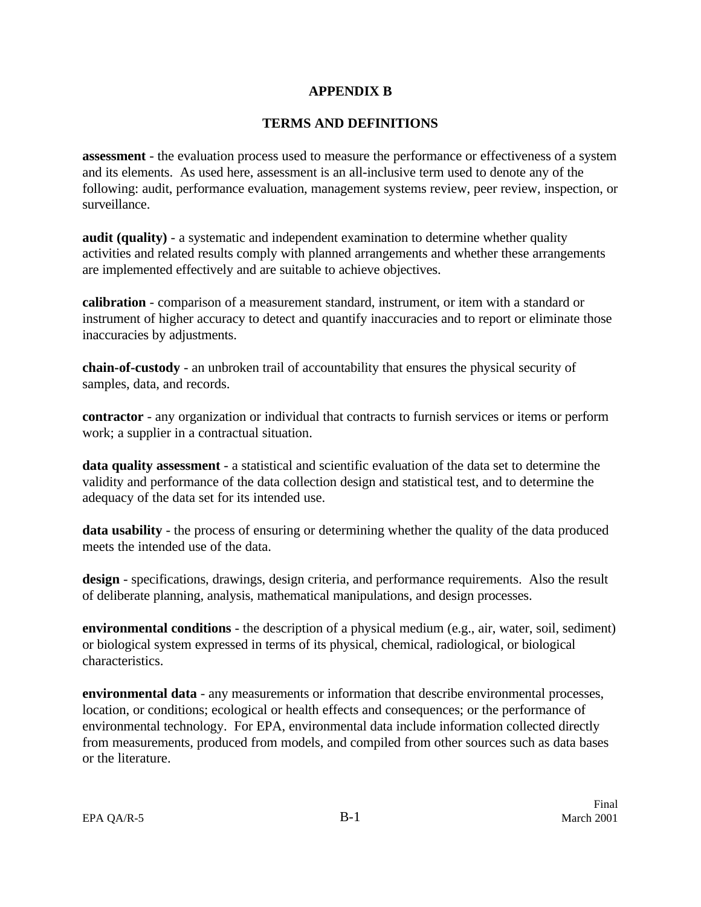# APPENDIX B

## TERMS AND DEFINITIONS

**assessment** - the evaluation process used to measure the performance or effectiveness of a system and its elements. As used here, assessment is an all-inclusive term used to denote any of the following: audit, performance evaluation, management systems review, peer review, inspection, or surveillance.

**audit (quality)** - a systematic and independent examination to determine whether quality activities and related results comply with planned arrangements and whether these arrangements are implemented effectively and are suitable to achieve objectives.

**calibration** - comparison of a measurement standard, instrument, or item with a standard or instrument of higher accuracy to detect and quantify inaccuracies and to report or eliminate those inaccuracies by adjustments.

**chain-of-custody** - an unbroken trail of accountability that ensures the physical security of samples, data, and records.

**contractor** - any organization or individual that contracts to furnish services or items or perform work; a supplier in a contractual situation.

**data quality assessment** - a statistical and scientific evaluation of the data set to determine the validity and performance of the data collection design and statistical test, and to determine the adequacy of the data set for its intended use.

**data usability** - the process of ensuring or determining whether the quality of the data produced meets the intended use of the data.

**design** - specifications, drawings, design criteria, and performance requirements. Also the result of deliberate planning, analysis, mathematical manipulations, and design processes.

**environmental conditions** - the description of a physical medium (e.g., air, water, soil, sediment) or biological system expressed in terms of its physical, chemical, radiological, or biological characteristics.

**environmental data** - any measurements or information that describe environmental processes, location, or conditions; ecological or health effects and consequences; or the performance of environmental technology. For EPA, environmental data include information collected directly from measurements, produced from models, and compiled from other sources such as data bases or the literature.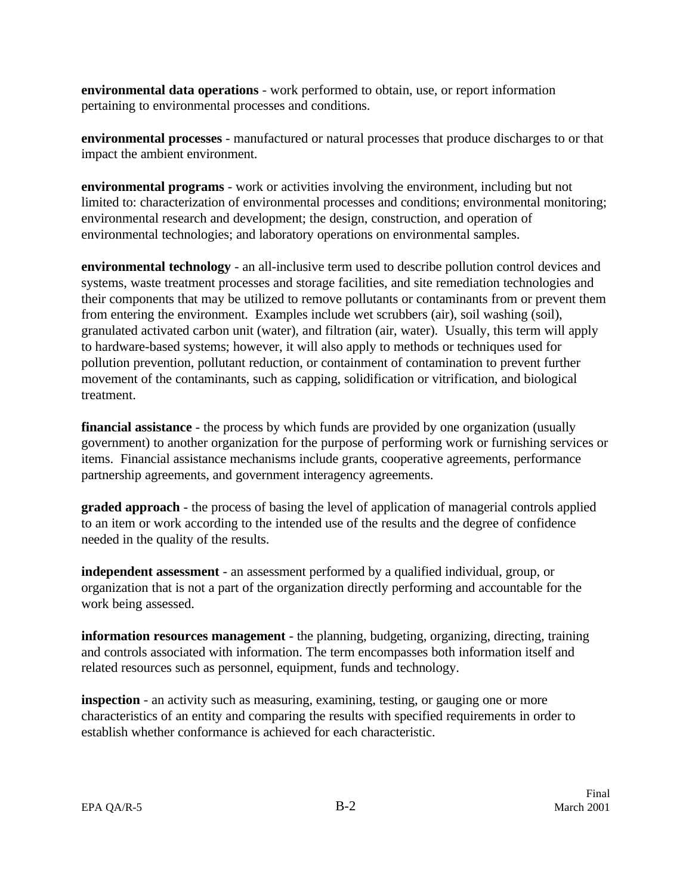**environmental data operations** - work performed to obtain, use, or report information pertaining to environmental processes and conditions.

**environmental processes** - manufactured or natural processes that produce discharges to or that impact the ambient environment.

**environmental programs** - work or activities involving the environment, including but not limited to: characterization of environmental processes and conditions; environmental monitoring; environmental research and development; the design, construction, and operation of environmental technologies; and laboratory operations on environmental samples.

**environmental technology** - an all-inclusive term used to describe pollution control devices and systems, waste treatment processes and storage facilities, and site remediation technologies and their components that may be utilized to remove pollutants or contaminants from or prevent them from entering the environment. Examples include wet scrubbers (air), soil washing (soil), granulated activated carbon unit (water), and filtration (air, water). Usually, this term will apply to hardware-based systems; however, it will also apply to methods or techniques used for pollution prevention, pollutant reduction, or containment of contamination to prevent further movement of the contaminants, such as capping, solidification or vitrification, and biological treatment.

**financial assistance** - the process by which funds are provided by one organization (usually government) to another organization for the purpose of performing work or furnishing services or items. Financial assistance mechanisms include grants, cooperative agreements, performance partnership agreements, and government interagency agreements.

**graded approach** - the process of basing the level of application of managerial controls applied to an item or work according to the intended use of the results and the degree of confidence needed in the quality of the results.

**independent assessment** - an assessment performed by a qualified individual, group, or organization that is not a part of the organization directly performing and accountable for the work being assessed.

**information resources management** - the planning, budgeting, organizing, directing, training and controls associated with information. The term encompasses both information itself and related resources such as personnel, equipment, funds and technology.

**inspection** - an activity such as measuring, examining, testing, or gauging one or more characteristics of an entity and comparing the results with specified requirements in order to establish whether conformance is achieved for each characteristic.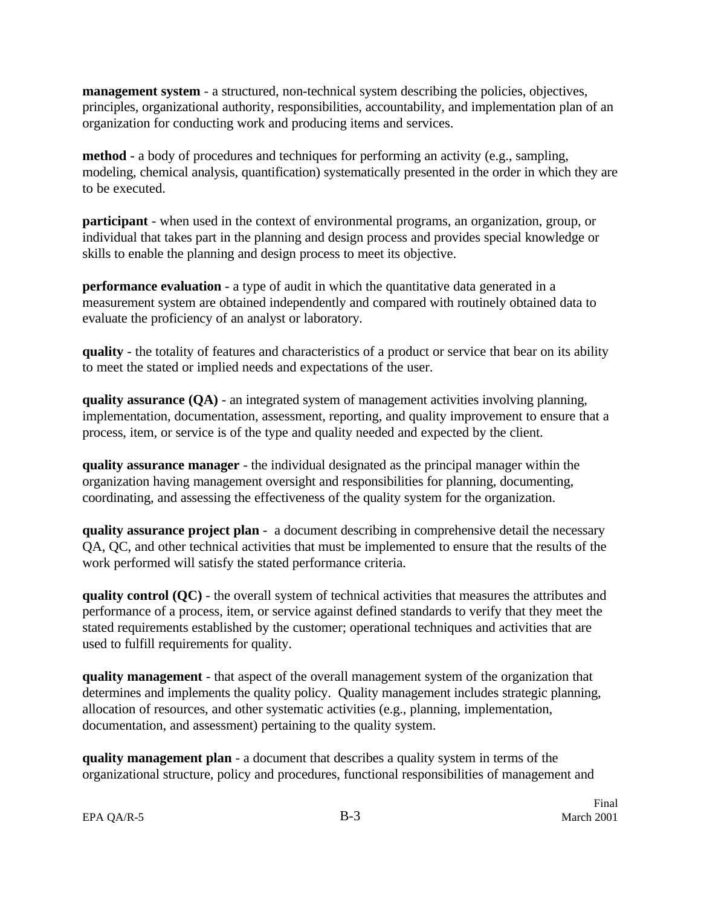**management system** - a structured, non-technical system describing the policies, objectives, principles, organizational authority, responsibilities, accountability, and implementation plan of an organization for conducting work and producing items and services.

**method** - a body of procedures and techniques for performing an activity (e.g., sampling, modeling, chemical analysis, quantification) systematically presented in the order in which they are to be executed.

**participant** - when used in the context of environmental programs, an organization, group, or individual that takes part in the planning and design process and provides special knowledge or skills to enable the planning and design process to meet its objective.

**performance evaluation** - a type of audit in which the quantitative data generated in a measurement system are obtained independently and compared with routinely obtained data to evaluate the proficiency of an analyst or laboratory.

**quality** - the totality of features and characteristics of a product or service that bear on its ability to meet the stated or implied needs and expectations of the user.

**quality assurance (QA)** - an integrated system of management activities involving planning, implementation, documentation, assessment, reporting, and quality improvement to ensure that a process, item, or service is of the type and quality needed and expected by the client.

**quality assurance manager** - the individual designated as the principal manager within the organization having management oversight and responsibilities for planning, documenting, coordinating, and assessing the effectiveness of the quality system for the organization.

**quality assurance project plan** - a document describing in comprehensive detail the necessary QA, QC, and other technical activities that must be implemented to ensure that the results of the work performed will satisfy the stated performance criteria.

**quality control (QC)** - the overall system of technical activities that measures the attributes and performance of a process, item, or service against defined standards to verify that they meet the stated requirements established by the customer; operational techniques and activities that are used to fulfill requirements for quality.

**quality management** - that aspect of the overall management system of the organization that determines and implements the quality policy. Quality management includes strategic planning, allocation of resources, and other systematic activities (e.g., planning, implementation, documentation, and assessment) pertaining to the quality system.

**quality management plan** - a document that describes a quality system in terms of the organizational structure, policy and procedures, functional responsibilities of management and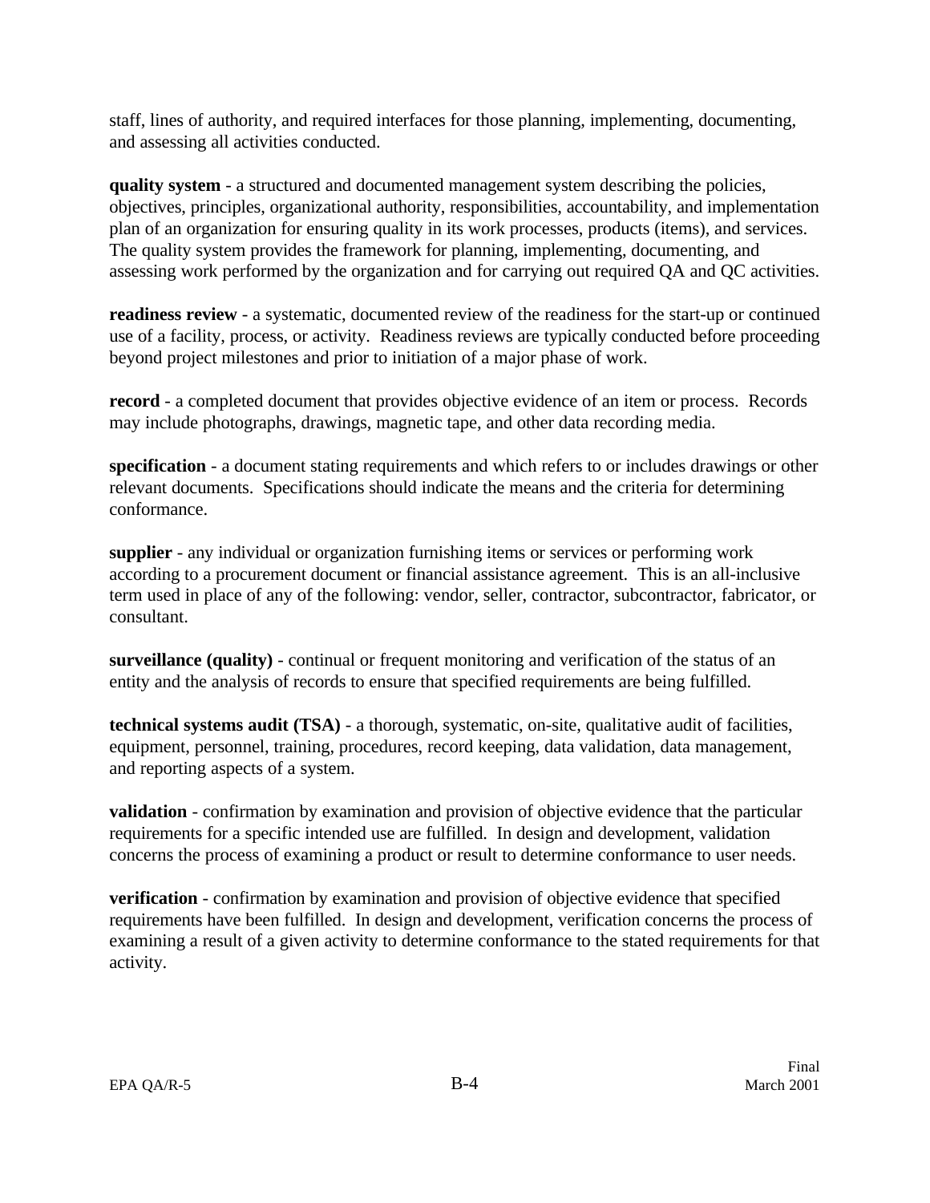staff, lines of authority, and required interfaces for those planning, implementing, documenting, and assessing all activities conducted.

**quality system** - a structured and documented management system describing the policies, objectives, principles, organizational authority, responsibilities, accountability, and implementation plan of an organization for ensuring quality in its work processes, products (items), and services. The quality system provides the framework for planning, implementing, documenting, and assessing work performed by the organization and for carrying out required QA and QC activities.

**readiness review** - a systematic, documented review of the readiness for the start-up or continued use of a facility, process, or activity. Readiness reviews are typically conducted before proceeding beyond project milestones and prior to initiation of a major phase of work.

**record** - a completed document that provides objective evidence of an item or process. Records may include photographs, drawings, magnetic tape, and other data recording media.

**specification** - a document stating requirements and which refers to or includes drawings or other relevant documents. Specifications should indicate the means and the criteria for determining conformance.

**supplier** - any individual or organization furnishing items or services or performing work according to a procurement document or financial assistance agreement. This is an all-inclusive term used in place of any of the following: vendor, seller, contractor, subcontractor, fabricator, or consultant.

**surveillance (quality)** - continual or frequent monitoring and verification of the status of an entity and the analysis of records to ensure that specified requirements are being fulfilled.

**technical systems audit (TSA)** - a thorough, systematic, on-site, qualitative audit of facilities, equipment, personnel, training, procedures, record keeping, data validation, data management, and reporting aspects of a system.

**validation** - confirmation by examination and provision of objective evidence that the particular requirements for a specific intended use are fulfilled. In design and development, validation concerns the process of examining a product or result to determine conformance to user needs.

**verification** - confirmation by examination and provision of objective evidence that specified requirements have been fulfilled. In design and development, verification concerns the process of examining a result of a given activity to determine conformance to the stated requirements for that activity.